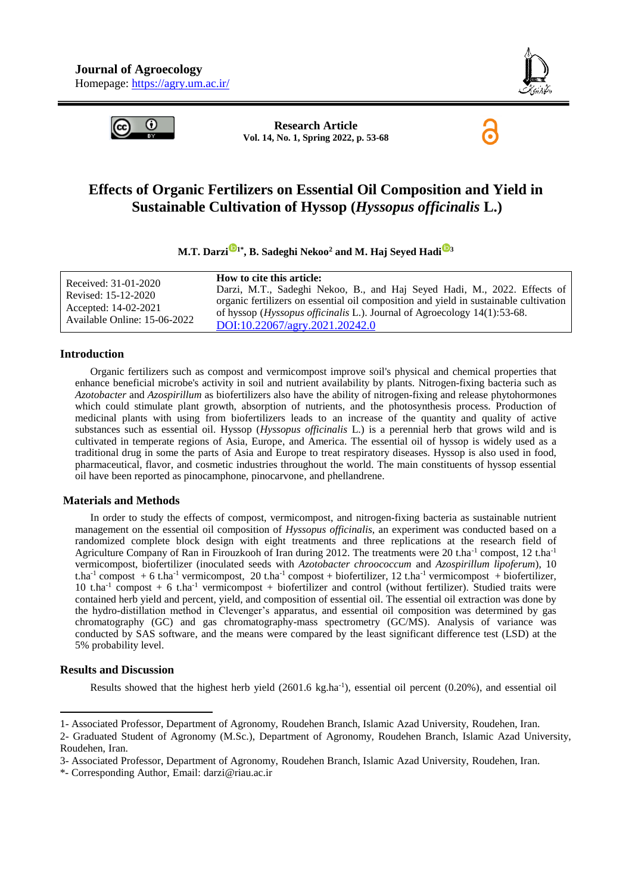**Journal of Agroecology**
Homepage: https://agry.um.ac.ir/

**Research Article**
**Vol. 14, No. 1, Spring 2022, p. 53-68**

# Effects of Organic Fertilizers on Essential Oil Composition and Yield in Sustainable Cultivation of Hyssop (*Hyssopus officinalis* L.)

**M.T. Darzi[1*], B. Sadeghi Nekoo[2] and M. Haj Seyed Hadi[3]**

| Received: 31-01-2020<br>Revised: 15-12-2020<br>Accepted: 14-02-2021<br>Available Online: 15-06-2022 | **How to cite this article:**<br>Darzi, M.T., Sadeghi Nekoo, B., and Haj Seyed Hadi, M., 2022. Effects of organic fertilizers on essential oil composition and yield in sustainable cultivation of hyssop (*Hyssopus officinalis* L.). Journal of Agroecology 14(1):53-68.<br>DOI:10.22067/agry.2021.20242.0 |
|---|---|

## Introduction

Organic fertilizers such as compost and vermicompost improve soil's physical and chemical properties that enhance beneficial microbe's activity in soil and nutrient availability by plants. Nitrogen-fixing bacteria such as *Azotobacter* and *Azospirillum* as biofertilizers also have the ability of nitrogen-fixing and release phytohormones which could stimulate plant growth, absorption of nutrients, and the photosynthesis process. Production of medicinal plants with using from biofertilizers leads to an increase of the quantity and quality of active substances such as essential oil. Hyssop (*Hyssopus officinalis* L.) is a perennial herb that grows wild and is cultivated in temperate regions of Asia, Europe, and America. The essential oil of hyssop is widely used as a traditional drug in some the parts of Asia and Europe to treat respiratory diseases. Hyssop is also used in food, pharmaceutical, flavor, and cosmetic industries throughout the world. The main constituents of hyssop essential oil have been reported as pinocamphone, pinocarvone, and phellandrene.

## Materials and Methods

In order to study the effects of compost, vermicompost, and nitrogen-fixing bacteria as sustainable nutrient management on the essential oil composition of *Hyssopus officinalis*, an experiment was conducted based on a randomized complete block design with eight treatments and three replications at the research field of Agriculture Company of Ran in Firouzkooh of Iran during 2012. The treatments were 20 $t.ha^{-1}$ compost, 12 $t.ha^{-1}$ vermicompost, biofertilizer (inoculated seeds with *Azotobacter chroococcum* and *Azospirillum lipoferum*), 10 $t.ha^{-1}$ compost + 6 $t.ha^{-1}$ vermicompost, 20 $t.ha^{-1}$ compost + biofertilizer, 12 $t.ha^{-1}$ vermicompost + biofertilizer, 10 $t.ha^{-1}$ compost + 6 $t.ha^{-1}$ vermicompost + biofertilizer and control (without fertilizer). Studied traits were contained herb yield and percent, yield, and composition of essential oil. The essential oil extraction was done by the hydro-distillation method in Clevenger's apparatus, and essential oil composition was determined by gas chromatography (GC) and gas chromatography-mass spectrometry (GC/MS). Analysis of variance was conducted by SAS software, and the means were compared by the least significant difference test (LSD) at the 5% probability level.

## Results and Discussion

Results showed that the highest herb yield (2601.6 $kg.ha^{-1}$), essential oil percent (0.20%), and essential oil

---

1- Associated Professor, Department of Agronomy, Roudehen Branch, Islamic Azad University, Roudehen, Iran.

2- Graduated Student of Agronomy (M.Sc.), Department of Agronomy, Roudehen Branch, Islamic Azad University, Roudehen, Iran.

3- Associated Professor, Department of Agronomy, Roudehen Branch, Islamic Azad University, Roudehen, Iran.

*- Corresponding Author, Email: darzi@riau.ac.ir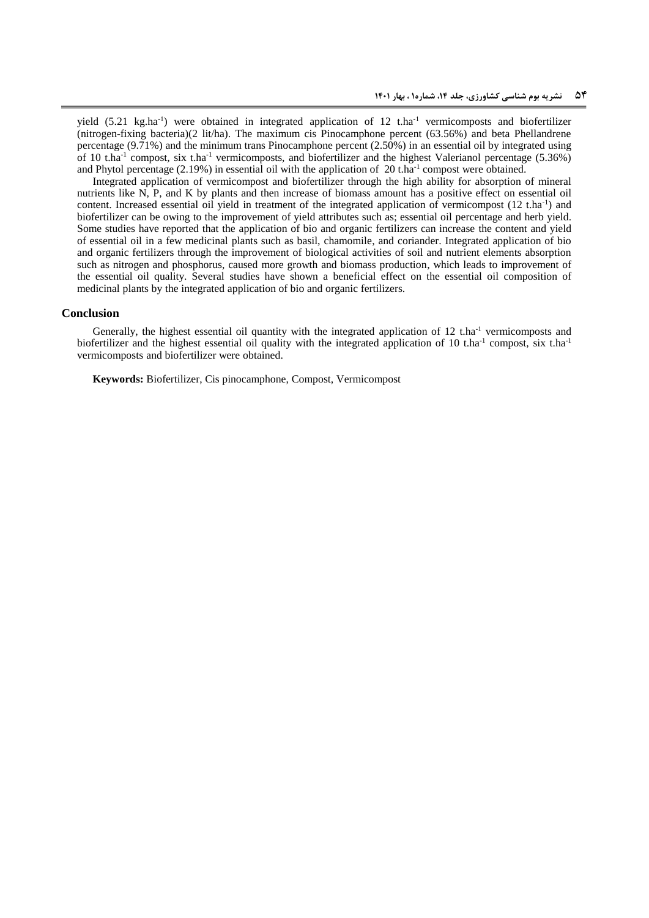yield (5.21 kg.ha$^{-1}$) were obtained in integrated application of 12 t.ha$^{-1}$ vermicomposts and biofertilizer (nitrogen-fixing bacteria)(2 lit/ha). The maximum cis Pinocamphone percent (63.56%) and beta Phellandrene percentage (9.71%) and the minimum trans Pinocamphone percent (2.50%) in an essential oil by integrated using of 10 t.ha$^{-1}$ compost, six t.ha$^{-1}$ vermicomposts, and biofertilizer and the highest Valerianol percentage (5.36%) and Phytol percentage (2.19%) in essential oil with the application of 20 t.ha$^{-1}$ compost were obtained.

Integrated application of vermicompost and biofertilizer through the high ability for absorption of mineral nutrients like N, P, and K by plants and then increase of biomass amount has a positive effect on essential oil content. Increased essential oil yield in treatment of the integrated application of vermicompost (12 t.ha$^{-1}$) and biofertilizer can be owing to the improvement of yield attributes such as; essential oil percentage and herb yield. Some studies have reported that the application of bio and organic fertilizers can increase the content and yield of essential oil in a few medicinal plants such as basil, chamomile, and coriander. Integrated application of bio and organic fertilizers through the improvement of biological activities of soil and nutrient elements absorption such as nitrogen and phosphorus, caused more growth and biomass production, which leads to improvement of the essential oil quality. Several studies have shown a beneficial effect on the essential oil composition of medicinal plants by the integrated application of bio and organic fertilizers.

## Conclusion

Generally, the highest essential oil quantity with the integrated application of 12 t.ha$^{-1}$ vermicomposts and biofertilizer and the highest essential oil quality with the integrated application of 10 t.ha$^{-1}$ compost, six t.ha$^{-1}$ vermicomposts and biofertilizer were obtained.

**Keywords:** Biofertilizer, Cis pinocamphone, Compost, Vermicompost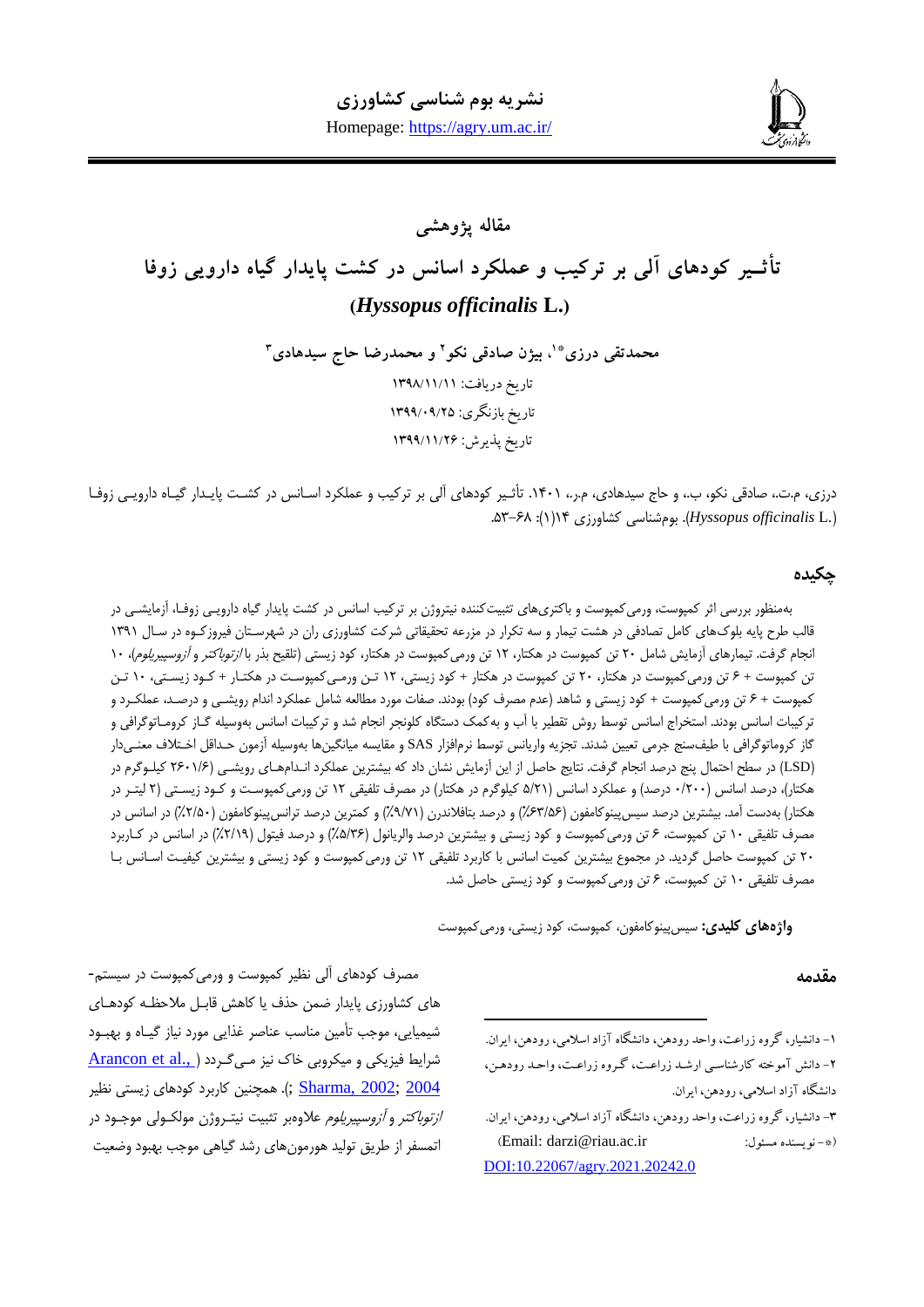**نشریه بوم شناسی کشاورزی**

Homepage: https://agry.um.ac.ir/

**مقاله پژوهشی**

# تأثیر کودهای آلی بر ترکیب و عملکرد اسانس در کشت پایدار گیاه دارویی زوفا (*Hyssopus officinalis* L.)

**محمدتقی درزی*[1]، بیژن صادقی نکو[2] و محمدرضا حاج سیدهادی[3]**

تاریخ دریافت: ۱۳۹۸/۱۱/۱۱

تاریخ بازنگری: ۱۳۹۹/۰۹/۲۵

تاریخ پذیرش: ۱۳۹۹/۱۱/۲۶

درزی، م.ت.، صادقی نکو، ب.، و حاج سیدهادی، م.ر.، ۱۴۰۱. تأثیر کودهای آلی بر ترکیب و عملکرد اسانس در کشت پایدار گیاه دارویی زوفا (*Hyssopus officinalis* L.). بوم‌شناسی کشاورزی ۱۴(۱): ۶۸-۵۳.

## چکیده

به‌منظور بررسی اثر کمپوست، ورمی‌کمپوست و باکتری‌های تثبیت‌کننده نیتروژن بر ترکیب اسانس در کشت پایدار گیاه دارویی زوفا، آزمایشی در قالب طرح پایه بلوک‌های کامل تصادفی در هشت تیمار و سه تکرار در مزرعه تحقیقاتی شرکت کشاورزی ران در شهرستان فیروزکوه در سال ۱۳۹۱ انجام گرفت. تیمارهای آزمایش شامل ۲۰ تن کمپوست در هکتار، ۱۲ تن ورمی‌کمپوست در هکتار، کود زیستی (تلقیح بذر با *ازتوباکتر* و *آزوسپیریلوم*)، ۱۰ تن کمپوست + ۶ تن ورمی‌کمپوست در هکتار، ۲۰ تن کمپوست در هکتار + کود زیستی، ۱۲ تن ورمی‌کمپوست در هکتار + کود زیستی، ۱۰ تن کمپوست + ۶ تن ورمی‌کمپوست + کود زیستی و شاهد (عدم مصرف کود) بودند. صفات مورد مطالعه شامل عملکرد اندام رویشی و درصد، عملکرد و ترکیبات اسانس بودند. استخراج اسانس توسط روش تقطیر با آب و به‌کمک دستگاه کلونجر انجام شد و ترکیبات اسانس به‌وسیله گاز کروماتوگرافی و گاز کروماتوگرافی با طیف‌سنج جرمی تعیین شدند. تجزیه واریانس توسط نرم‌افزار SAS و مقایسه میانگین‌ها به‌وسیله آزمون حداقل اختلاف معنی‌دار (LSD) در سطح احتمال پنج درصد انجام گرفت. نتایج حاصل از این آزمایش نشان داد که بیشترین عملکرد اندام‌های رویشی (۲۶۰۱/۶ کیلوگرم در هکتار)، درصد اسانس (۰/۲۰۰ درصد) و عملکرد اسانس (۵/۲۱ کیلوگرم در هکتار) در مصرف تلفیقی ۱۲ تن ورمی‌کمپوست و کود زیستی (۲ لیتر در هکتار) به‌دست آمد. بیشترین درصد سیس‌پینوکامفون (۶۳/۵۶٪) و درصد بتافلاندرن (۹/۷۱٪) و کمترین درصد ترانس‌پینوکامفون (۲/۵۰٪) در اسانس در مصرف تلفیقی ۱۰ تن کمپوست، ۶ تن ورمی‌کمپوست و کود زیستی و بیشترین درصد والریانول (۵/۳۶٪) و درصد فیتول (۲/۱۹٪) در اسانس در کاربرد ۲۰ تن کمپوست حاصل گردید. در مجموع بیشترین کمیت اسانس با کاربرد تلفیقی ۱۲ تن ورمی‌کمپوست و کود زیستی و بیشترین کیفیت اسانس با مصرف تلفیقی ۱۰ تن کمپوست، ۶ تن ورمی‌کمپوست و کود زیستی حاصل شد.

**واژه‌های کلیدی:** سیس‌پینوکامفون، کمپوست، کود زیستی، ورمی‌کمپوست

## مقدمه

مصرف کودهای آلی نظیر کمپوست و ورمی‌کمپوست در سیستم‌های کشاورزی پایدار ضمن حذف یا کاهش قابل ملاحظه کودهای شیمیایی، موجب تأمین مناسب عناصر غذایی مورد نیاز گیاه و بهبود شرایط فیزیکی و میکروبی خاک نیز می‌گردد (Arancon et al., 2004; Sharma, 2002). همچنین کاربرد کودهای زیستی نظیر *ازتوباکتر* و *آزوسپیریلوم* علاوه‌بر تثبیت نیتروژن مولکولی موجود در اتمسفر از طریق تولید هورمون‌های رشد گیاهی موجب بهبود وضعیت

---

۱- دانشیار، گروه زراعت، واحد رودهن، دانشگاه آزاد اسلامی، رودهن، ایران.

۲- دانش آموخته کارشناسی ارشد زراعت، گروه زراعت، واحد رودهن، دانشگاه آزاد اسلامی، رودهن، ایران.

۳- دانشیار، گروه زراعت، واحد رودهن، دانشگاه آزاد اسلامی، رودهن، ایران.

(*- نویسنده مسئول: Email: darzi@riau.ac.ir)

DOI:10.22067/agry.2021.20242.0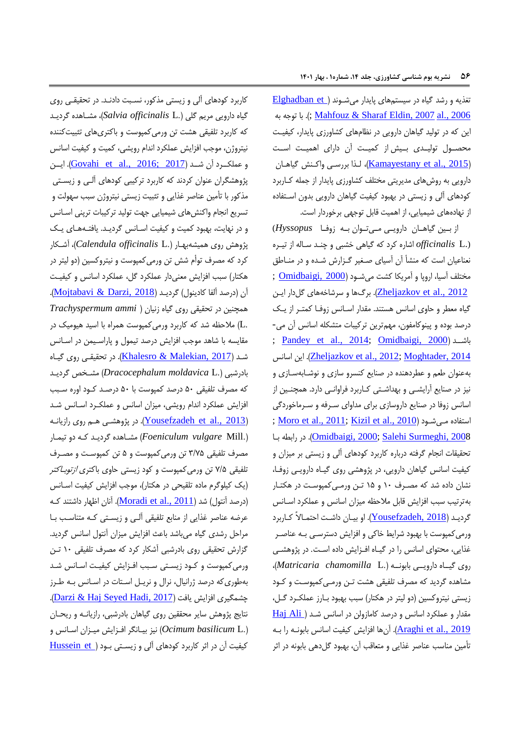تغذیه و رشد گیاه در سیستم‌های پایدار می‌شوند (Elghadban et al., 2006; Mahfouz & Sharaf Eldin, 2007). با توجه به این که در تولید گیاهان دارویی در نظام‌های کشاورزی پایدار، کیفیت محصول تولیدی بیش از کمیت آن دارای اهمیت است (Kamayestany et al., 2015)، لذا بررسی واکنش گیاهان دارویی به روش‌های مدیریتی مختلف کشاورزی پایدار از جمله کاربرد کودهای آلی و زیستی در بهبود کیفیت گیاهان دارویی بدون استفاده از نهاده‌های شیمیایی، از اهمیت قابل توجهی برخوردار است.

از بین گیاهان دارویی می‌توان به زوفا (*Hyssopus officinalis* L.) اشاره کرد که گیاهی خشبی و چند ساله از تیره نعناعیان است که منشأ آن آسیای صغیر گزارش شده و در مناطق مختلف آسیا، اروپا و آمریکا کشت می‌شود (Omidbaigi, 2000; Zheljazkov et al., 2012). برگ‌ها و سرشاخه‌های گل‌دار این گیاه معطر و حاوی اسانس هستند. مقدار اسانس زوفا کمتر از یک درصد بوده و پینوکامفون، مهم‌ترین ترکیبات متشکله اسانس آن می‌باشد (Pandey et al., 2014; Omidbaigi, 2000; Zheljazkov et al., 2012; Moghtader, 2014). این اسانس به‌عنوان طعم و عطردهنده در صنایع کنسرو سازی و نوشابه‌سازی و نیز در صنایع آرایشی و بهداشتی کاربرد فراوانی دارد. همچنین از اسانس زوفا در صنایع داروسازی برای مداوای سرفه و سرماخوردگی استفاده می‌شود (Moro et al., 2011; Kizil et al., 2010; Omidbaigi, 2000; Salehi Surmeghi, 2008). در رابطه با تحقیقات انجام گرفته درباره کاربرد کودهای آلی و زیستی بر میزان و کیفیت اسانس گیاهان دارویی، در پژوهشی روی گیاه دارویی زوفا، نشان داده شد که مصرف ۱۰ و ۱۵ تن ورمی‌کمپوست در هکتار به‌ترتیب سبب افزایش قابل ملاحظه میزان اسانس و عملکرد اسانس گردید (Yousefzadeh, 2018). او بیان داشت احتمالاً کاربرد ورمی‌کمپوست با بهبود شرایط خاکی و افزایش دسترسی به عناصر غذایی، محتوای اسانس را در گیاه افزایش داده است. در پژوهشی روی گیاه دارویی بابونه (*Matricaria chamomilla* L.)، مشاهده گردید که مصرف تلفیقی هشت تن ورمی‌کمپوست و کود زیستی نیتروکسین (دو لیتر در هکتار) سبب بهبود بارز عملکرد گل، مقدار و عملکرد اسانس و درصد کامازولن در اسانس شد (Haj Ali Araghi et al., 2019). آن‌ها افزایش کیفیت اسانس بابونه را به تأمین مناسب عناصر غذایی و متعاقب آن، بهبود گل‌دهی بابونه در اثر کاربرد کودهای آلی و زیستی مذکور، نسبت دادند. در تحقیقی روی گیاه دارویی مریم گلی (*Salvia officinalis* L.)، مشاهده گردید که کاربرد تلفیقی هشت تن ورمی‌کمپوست و باکتری‌های تثبیت‌کننده نیتروژن، موجب افزایش عملکرد اندام رویشی، کمیت و کیفیت اسانس و عملکرد آن شد (Govahi et al., 2016; 2017). این پژوهشگران عنوان کردند که کاربرد ترکیبی کودهای آلی و زیستی مذکور با تأمین عناصر غذایی و تثبیت زیستی نیتروژن سبب سهولت و تسریع انجام واکنش‌های شیمیایی جهت تولید ترکیبات ترپنی اسانس و در نهایت، بهبود کمیت و کیفیت اسانس گردید. یافته‌های یک پژوهش روی همیشه‌بهار (*Calendula officinalis* L.)، آشکار کرد که مصرف توأم شش تن ورمی‌کمپوست و نیتروکسین (دو لیتر در هکتار) سبب افزایش معنی‌دار عملکرد گل، عملکرد اسانس و کیفیت آن (درصد آلفا کادینول) گردید (Mojtabavi & Darzi, 2018). همچنین در تحقیقی روی گیاه زنیان (*Trachyspermum ammi* L.) ملاحظه شد که کاربرد ورمی‌کمپوست همراه با اسید هیومیک در مقایسه با شاهد موجب افزایش درصد تیمول و پاراسیمن در اسانس شد (Khalesro & Malekian, 2017). در تحقیقی روی گیاه بادرشبی (*Dracocephalum moldavica* L.) مشخص گردید که مصرف تلفیقی ۵۰ درصد کمپوست با ۵۰ درصد کود اوره سبب افزایش عملکرد اندام رویشی، میزان اسانس و عملکرد اسانس شد (Yousefzadeh et al., 2013). در پژوهشی هم روی رازیانه (*Foeniculum vulgare* Mill.) مشاهده گردید که دو تیمار مصرف تلفیقی ۳/۷۵ تن ورمی‌کمپوست و ۵ تن کمپوست و مصرف تلفیقی ۷/۵ تن ورمی‌کمپوست و کود زیستی حاوی باکتری *ازتوباکتر* (یک کیلوگرم ماده تلقیحی در هکتار)، موجب افزایش کیفیت اسانس (درصد آنتول) شد (Moradi et al., 2011). آنان اظهار داشتند که عرضه عناصر غذایی از منابع تلفیقی آلی و زیستی که متناسب با مراحل رشدی گیاه می‌باشد باعث افزایش میزان آنتول اسانس گردید. گزارش تحقیقی روی بادرشبی آشکار کرد که مصرف تلفیقی ۱۰ تن ورمی‌کمپوست و کود زیستی سبب افزایش کیفیت اسانس شد به‌طوری‌که درصد ژرانیال، نرال و نریل استات در اسانس به طرز چشمگیری افزایش یافت (Darzi & Haj Seyed Hadi, 2017). نتایج پژوهش سایر محققین روی گیاهان بادرشبی، رازیانه و ریحان (*Ocimum basilicum* L.) نیز بیانگر افزایش میزان اسانس و کیفیت آن در اثر کاربرد کودهای آلی و زیستی بود (Hussein et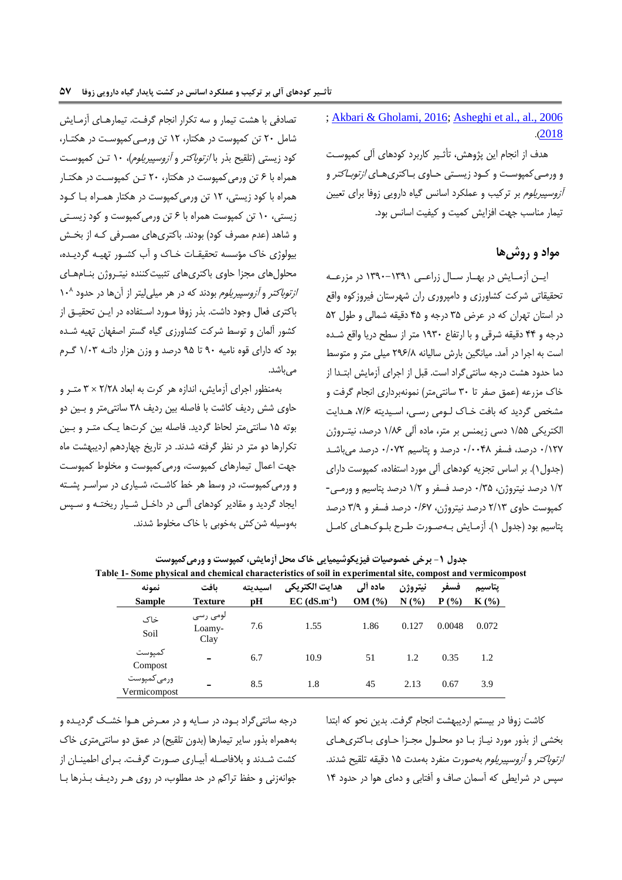; Akbari & Gholami, 2016; Asheghi et al., al., 2006 (2018.

هدف از انجام این پژوهش، تأثیر کاربرد کودهای آلی کمپوست و ورمی‌کمپوست و کود زیستی حاوی باکتری‌های *ازتوباکتر* و *آزوسپیریلوم* بر ترکیب و عملکرد اسانس گیاه دارویی زوفا برای تعیین تیمار مناسب جهت افزایش کمیت و کیفیت اسانس بود.

## مواد و روش‌ها

این آزمایش در بهار سال زراعی ۱۳۹۱-۱۳۹۰ در مزرعه تحقیقاتی شرکت کشاورزی و دامپروری ران شهرستان فیروزکوه واقع در استان تهران که در عرض ۳۵ درجه و ۴۵ دقیقه شمالی و طول ۵۲ درجه و ۴۴ دقیقه شرقی و با ارتفاع ۱۹۳۰ متر از سطح دریا واقع شده است به اجرا در آمد. میانگین بارش سالیانه ۲۹۶/۸ میلی متر و متوسط دما حدود هشت درجه سانتی‌گراد است. قبل از اجرای آزمایش ابتدا از خاک مزرعه (عمق صفر تا ۳۰ سانتی‌متر) نمونه‌برداری انجام گرفت و مشخص گردید که بافت خاک لومی رسی، اسیدیته ۷/۶، هدایت الکتریکی ۱/۵۵ دسی زیمنس بر متر، ماده آلی ۱/۸۶ درصد، نیتروژن ۰/۱۲۷ درصد، فسفر ۰/۰۰۴۸ درصد و پتاسیم ۰/۰۷۲ درصد می‌باشد (جدول۱). بر اساس تجزیه کودهای آلی مورد استفاده، کمپوست دارای ۱/۲ درصد نیتروژن، ۰/۳۵ درصد فسفر و ۱/۲ درصد پتاسیم و ورمی‌کمپوست حاوی ۲/۱۳ درصد نیتروژن، ۰/۶۷ درصد فسفر و ۳/۹ درصد پتاسیم بود (جدول ۱). آزمایش به‌صورت طرح بلوک‌های کامل تصادفی با هشت تیمار و سه تکرار انجام گرفت. تیمارهای آزمایش شامل ۲۰ تن کمپوست در هکتار، ۱۲ تن ورمی‌کمپوست در هکتار، کود زیستی (تلقیح بذر با *ازتوباکتر* و *آزوسپیریلوم*)، ۱۰ تن کمپوست همراه با ۶ تن ورمی‌کمپوست در هکتار، ۲۰ تن کمپوست در هکتار همراه با کود زیستی، ۱۲ تن ورمی‌کمپوست در هکتار همراه با کود زیستی، ۱۰ تن کمپوست همراه با ۶ تن ورمی‌کمپوست و کود زیستی و شاهد (عدم مصرف کود) بودند. باکتری‌های مصرفی که از بخش بیولوژی خاک مؤسسه تحقیقات خاک و آب کشور تهیه گردیده، محلول‌های مجزا حاوی باکتری‌های تثبیت‌کننده نیتروژن بنام‌های *ازتوباکتر* و *آزوسپیریلوم* بودند که در هر میلی‌لیتر از آن‌ها در حدود $10^{8}$ باکتری فعال وجود داشت. بذر زوفا مورد استفاده در این تحقیق از کشور آلمان و توسط شرکت کشاورزی گیاه گستر اصفهان تهیه شده بود که دارای قوه نامیه ۹۰ تا ۹۵ درصد و وزن هزار دانه ۱/۰۳ گرم می‌باشد.

به‌منظور اجرای آزمایش، اندازه هر کرت به ابعاد ۲/۲۸ × ۳ متر و حاوی شش ردیف کاشت با فاصله بین ردیف ۳۸ سانتی‌متر و بین دو بوته ۱۵ سانتی‌متر لحاظ گردید. فاصله بین کرت‌ها یک متر و بین تکرارها دو متر در نظر گرفته شدند. در تاریخ چهاردهم اردیبهشت ماه جهت اعمال تیمارهای کمپوست، ورمی‌کمپوست و مخلوط کمپوست و ورمی‌کمپوست، در وسط هر خط کاشت، شیاری در سراسر پشته ایجاد گردید و مقادیر کودهای آلی در داخل شیار ریخته و سپس به‌وسیله شن‌کش به‌خوبی با خاک مخلوط شدند.

**جدول ۱- برخی خصوصیات فیزیکوشیمیایی خاک محل آزمایش، کمپوست و ورمی‌کمپوست**

**Table 1- Some physical and chemical characteristics of soil in experimental site, compost and vermicompost**

| نمونه Sample | بافت Texture | اسیدیته pH | هدایت الکتریکی EC ($dS.m^{-1}$) | ماده آلی OM (%) | نیتروژن N (%) | فسفر P (%) | پتاسیم K (%) |
|---|---|---|---|---|---|---|---|
| خاک Soil | لومی رسی Loamy-Clay | 7.6 | 1.55 | 1.86 | 0.127 | 0.0048 | 0.072 |
| کمپوست Compost | - | 6.7 | 10.9 | 51 | 1.2 | 0.35 | 1.2 |
| ورمی‌کمپوست Vermicompost | - | 8.5 | 1.8 | 45 | 2.13 | 0.67 | 3.9 |

کاشت زوفا در بیستم اردیبهشت انجام گرفت. بدین نحو که ابتدا بخشی از بذور مورد نیاز با دو محلول مجزا حاوی باکتری‌های *ازتوباکتر* و *آزوسپیریلوم* به‌صورت منفرد به‌مدت ۱۵ دقیقه تلقیح شدند. سپس در شرایطی که آسمان صاف و آفتابی و دمای هوا در حدود ۱۴ درجه سانتی‌گراد بود، در سایه و در معرض هوا خشک گردیده و به‌همراه بذور سایر تیمارها (بدون تلقیح) در عمق دو سانتی‌متری خاک کشت شدند و بلافاصله آبیاری صورت گرفت. برای اطمینان از جوانه‌زنی و حفظ تراکم در حد مطلوب، در روی هر ردیف بذرها با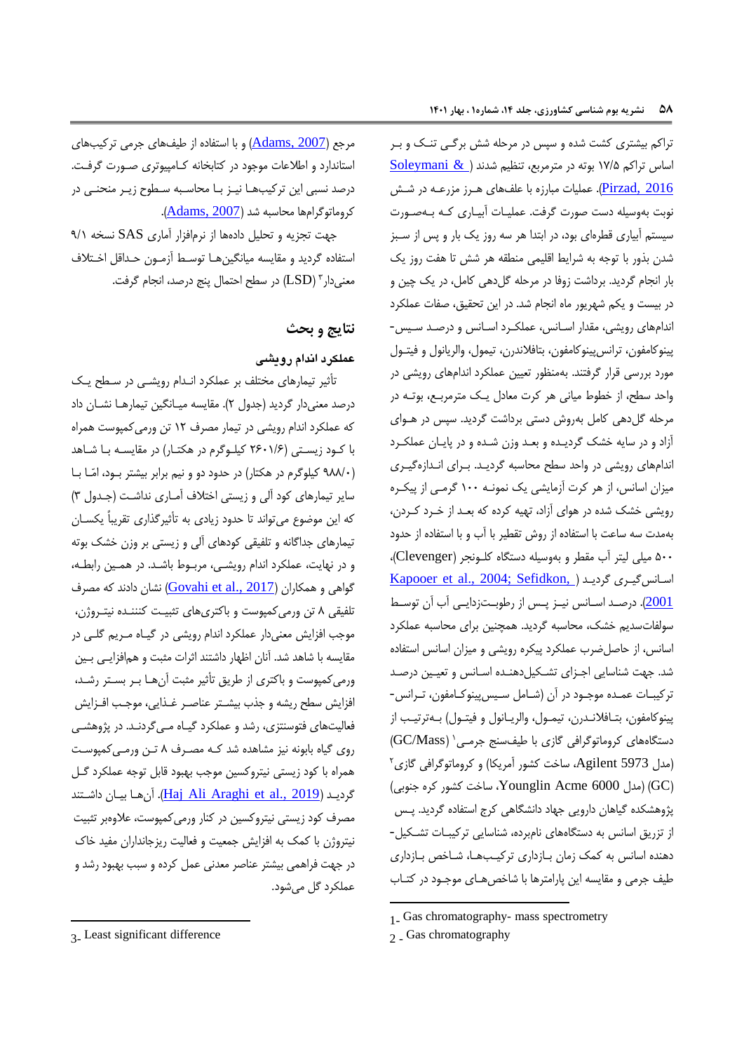تراکم بیشتری کشت شده و سپس در مرحله شش برگـی تنـک و بـر اساس تراکم ۱۷/۵ بوته در مترمربع، تنظیم شدند (Soleymani & Pirzad, 2016). عملیات مبارزه با علف‌های هـرز مزرعـه در شـش نوبت به‌وسیله دست صورت گرفت. عملیات آبیـاری کـه بـه‌صـورت سیستم آبیاری قطره‌ای بود، در ابتدا هر سه روز یک بار و پس از سـبز شدن بذور با توجه به شرایط اقلیمی منطقه هر شش تا هفت روز یک بار انجام گردید. برداشت زوفا در مرحله گل‌دهی کامل، در یک چین و در بیست و یکم شهریور ماه انجام شد. در این تحقیق، صفات عملکرد اندام‌های رویشی، مقدار اسـانس، عملکـرد اسـانس و درصـد سـیس-پینوکامفون، ترانس‌پینوکامفون، بتافلاندرن، تیمول، والریانول و فیتـول مورد بررسی قرار گرفتند. به‌منظور تعیین عملکرد اندام‌های رویشی در واحد سطح، از خطوط میانی هر کرت معادل یـک مترمربـع، بوتـه در مرحله گل‌دهی کامل به‌روش دستی برداشت گردید. سپس در هـوای آزاد و در سایه خشک گردیـده و بعـد وزن شـده و در پایـان عملکـرد اندام‌های رویشی در واحد سطح محاسبه گردیـد. بـرای انـدازه‌گیـری میزان اسانس، از هر کرت آزمایشی یک نمونـه ۱۰۰ گرمـی از پیکـره رویشی خشک شده در هوای آزاد، تهیه کرده که بعـد از خـرد کـردن، به‌مدت سه ساعت با استفاده از روش تقطیر با آب و با استفاده از حدود ۵۰۰ میلی لیتر آب مقطر و به‌وسیله دستگاه کلـونجر (Clevenger)، اسـانس‌گیـری گردیـد (Kapooer et al., 2004; Sefidkon, 2001). درصـد اسـانس نیـز پـس از رطوبـت‌زدایـی آب آن توسـط سولفات‌سدیم خشک، محاسبه گردید. همچنین برای محاسبه عملکرد اسانس، از حاصل‌ضرب عملکرد پیکره رویشی و میزان اسانس استفاده شد. جهت شناسایی اجـزای تشـکیل‌دهنـده اسـانس و تعیـین درصـد ترکیبـات عمـده موجـود در آن (شـامل سـیس‌پینوکـامفون، تـرانس-پینوکامفون، بتـافلانـدرن، تیمـول، والریـانول و فیتـول) بـه‌ترتیـب از دستگاه‌های کروماتوگرافی گازی با طیف‌سنج جرمـی[1] (GC/Mass) (مدل Agilent 5973، ساخت کشور آمریکا) و کروماتوگرافی گازی[2] (GC) (مدل Younglin Acme 6000، ساخت کشور کره جنوبی) پژوهشکده گیاهان دارویی جهاد دانشگاهی کرج استفاده گردید. پـس از تزریق اسانس به دستگاه‌های نامبرده، شناسایی ترکیبـات تشـکیل-دهنده اسانس به کمک زمان بـازداری ترکیـب‌هـا، شـاخص بـازداری طیف جرمی و مقایسه این پارامترها با شاخص‌هـای موجـود در کتـاب مرجع (Adams, 2007) و با استفاده از طیف‌های جرمی ترکیب‌های استاندارد و اطلاعات موجود در کتابخانه کـامپیوتری صـورت گرفـت. درصد نسبی این ترکیب‌هـا نیـز بـا محاسـبه سـطوح زیـر منحنـی در کروماتوگرام‌ها محاسبه شد (Adams, 2007).

جهت تجزیه و تحلیل داده‌ها از نرم‌افزار آماری SAS نسخه ۹/۱ استفاده گردید و مقایسه میانگین‌هـا توسـط آزمـون حـداقل اخـتلاف معنی‌دار[3] (LSD) در سطح احتمال پنج درصد، انجام گرفت.

## نتایج و بحث

### عملکرد اندام رویشی

تأثیر تیمارهای مختلف بر عملکرد انـدام رویشـی در سـطح یـک درصد معنی‌دار گردید (جدول ۲). مقایسه میـانگین تیمارهـا نشـان داد که عملکرد اندام رویشی در تیمار مصرف ۱۲ تن ورمی‌کمپوست همراه با کـود زیسـتی (۲۶۰۱/۶ کیلـوگرم در هکتـار) در مقایسـه بـا شـاهد (۹۸۸/۰ کیلوگرم در هکتار) در حدود دو و نیم برابر بیشتر بـود، امّـا بـا سایر تیمارهای کود آلی و زیستی اختلاف آماری نداشـت (جـدول ۳) که این موضوع می‌تواند تا حدود زیادی به تأثیرگذاری تقریباً یکسـان تیمارهای جداگانه و تلفیقی کودهای آلی و زیستی بر وزن خشک بوته و در نهایت، عملکرد اندام رویشـی، مربـوط باشـد. در همـین رابطـه، گواهی و همکاران (Govahi et al., 2017) نشان دادند که مصرف تلفیقی ۸ تن ورمی‌کمپوست و باکتری‌های تثبیـت کننـده نیتـروژن، موجب افزایش معنی‌دار عملکرد اندام رویشی در گیـاه مـریم گلـی در مقایسه با شاهد شد. آنان اظهار داشتند اثرات مثبت و هم‌افزایـی بـین ورمی‌کمپوست و باکتری از طریق تأثیر مثبت آن‌هـا بـر بسـتر رشـد، افزایش سطح ریشه و جذب بیشـتر عناصـر غـذایی، موجـب افـزایش فعالیت‌های فتوسنتزی، رشد و عملکرد گیـاه مـی‌گردنـد. در پژوهشـی روی گیاه بابونه نیز مشاهده شد کـه مصـرف ۸ تـن ورمـی‌کمپوسـت همراه با کود زیستی نیتروکسین موجب بهبود قابل توجه عملکرد گـل گردیـد (Haj Ali Araghi et al., 2019). آن‌هـا بیـان داشـتند مصرف کود زیستی نیتروکسین در کنار ورمی‌کمپوست، علاوه‌بر تثبیت نیتروژن با کمک به افزایش جمعیت و فعالیت ریزجانداران مفید خاک در جهت فراهمی بیشتر عناصر معدنی عمل کرده و سبب بهبود رشد و عملکرد گل می‌شود.

---

1- Gas chromatography- mass spectrometry

2- Gas chromatography

3- Least significant difference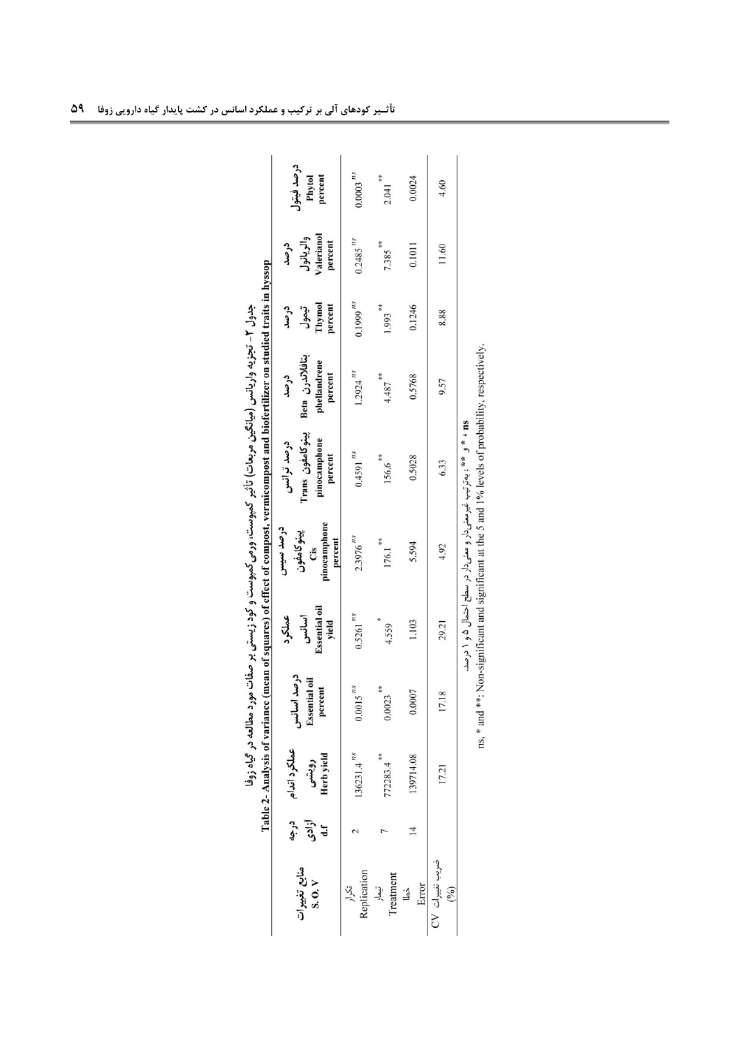جدول ۲- تجزیه واریانس (میانگین مربعات) تأثیر کمپوست، ورمی کمپوست و کود زیستی بر صفات مورد مطالعه در گیاه زوفا

Table 2- Analysis of variance (mean of squares) of effect of compost, vermicompost and biofertilizer on studied traits in hyssop

| منابع تغییرات S.O.V | درجه آزادی d.f | عملکرد اندام رویشی Herb yield | درصد اسانس Essential oil percent | عملکرد اسانس Essential oil yield | درصد سیس پینوکامفون Cis pinocamphone percent | درصد ترانس پینوکامفون Trans pinocamphone percent | درصد بتافلاندرن Beta phellandrene percent | درصد تیمول Thymol percent | درصد والریانول Valerianol percent | درصد فیتول Phytol percent |
|---|---|---|---|---|---|---|---|---|---|---|
| تکرار Replication | 2 | 136231.4 [ns] | 0.0015 [ns] | 0.5261 [ns] | 2.3976 [ns] | 0.4591 [ns] | 1.2924 [ns] | 0.1999 [ns] | 0.2485 [ns] | 0.0003 [ns] |
| تیمار Treatment | 7 | 772283.4 [**] | 0.0023 [**] | 4.559 [*] | 176.1 [**] | 156.6 [**] | 4.487 [**] | 1.993 [**] | 7.385 [**] | 2.041 [**] |
| خطا Error | 14 | 139714.08 | 0.0007 | 1.103 | 5.594 | 0.5028 | 0.5768 | 0.1246 | 0.1011 | 0.0024 |
| ضریب تغییرات CV (%) | | 17.21 | 17.18 | 29.21 | 4.92 | 6.33 | 9.57 | 8.88 | 11.60 | 4.60 |

ns، * و **: به‌ترتیب غیرمعنی‌دار و معنی‌دار در سطح احتمال ۵ و ۱ درصد.

ns, * and **: Non-significant and significant at the 5 and 1% levels of probability, respectively.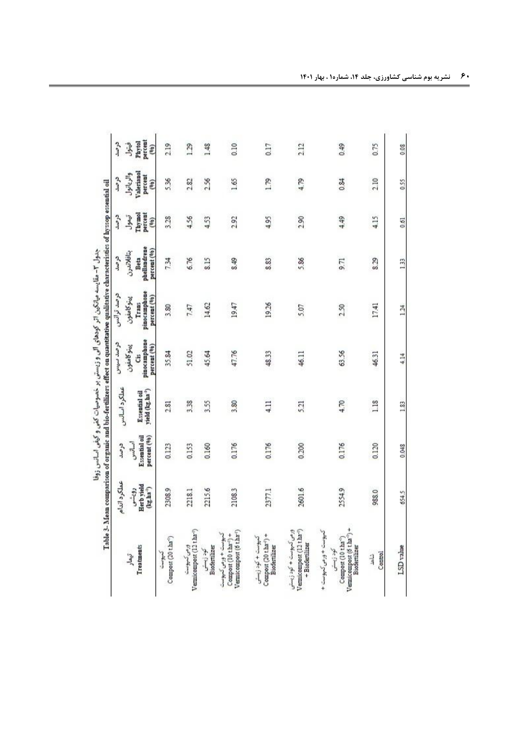جدول ۳- مقایسه میانگین اثر کودهای آلی و زیستی بر خصوصیات کمی و کیفی اسانس زوفا

Table 3- Mean comparison of organic and bio-fertilizers effect on quantitative qualitative characteristics of hyssop essential oil

| تیمار Treatments | عملکرد اندام رویشی Herb yield (kg.ha$^{-1}$) | درصد اسانس Essential oil percent (%) | عملکرد اسانس Essential oil yield (kg.ha$^{-1}$) | درصد سیس پینوکامفون Cis pinocamphone percent (%) | درصد ترانس پینوکامفون Trans pinocamphone percent (%) | درصد بتافلاندرن Beta phellandrene percent (%) | درصد تیمول Thymol percent (%) | درصد والریانول Valerianol percent (%) | درصد فیتول Phytol percent (%) |
|---|---|---|---|---|---|---|---|---|---|
| کمپوست Compost (20 t.ha$^{-1}$) | 2308.9 | 0.123 | 2.81 | 35.84 | 3.80 | 7.34 | 3.28 | 5.36 | 2.19 |
| ورمی‌کمپوست Vermicompost (12 t.ha$^{-1}$) | 2218.1 | 0.153 | 3.38 | 51.02 | 7.47 | 6.76 | 4.56 | 2.82 | 1.29 |
| کود زیستی Biofertilizer | 2215.6 | 0.160 | 3.55 | 45.64 | 14.62 | 8.15 | 4.53 | 2.56 | 1.48 |
| کمپوست + ورمی‌کمپوست Compost (10 t.ha$^{-1}$) + Vermicompost (6 t.ha$^{-1}$) | 2108.3 | 0.176 | 3.80 | 47.76 | 19.47 | 8.49 | 2.92 | 1.65 | 0.10 |
| کمپوست + کود زیستی Compost (20 t.ha$^{-1}$) + Biofertilizer | 2377.1 | 0.176 | 4.11 | 48.33 | 19.26 | 8.83 | 4.95 | 1.79 | 0.17 |
| ورمی‌کمپوست + کود زیستی Vermicompost (12 t.ha$^{-1}$) + Biofertilizer | 2601.6 | 0.200 | 5.21 | 46.11 | 5.07 | 5.86 | 2.90 | 4.79 | 2.12 |
| کمپوست + ورمی‌کمپوست + کود زیستی Compost (10 t.ha$^{-1}$) + Vermicompost (6 t.ha$^{-1}$) + Biofertilizer | 2554.9 | 0.176 | 4.70 | 63.56 | 2.50 | 9.71 | 4.49 | 0.84 | 0.49 |
| شاهد Control | 988.0 | 0.120 | 1.18 | 46.31 | 17.41 | 8.29 | 4.15 | 2.10 | 0.75 |
| LSD value | 654.5 | 0.048 | 1.83 | 4.14 | 1.24 | 1.33 | 0.61 | 0.55 | 0.08 |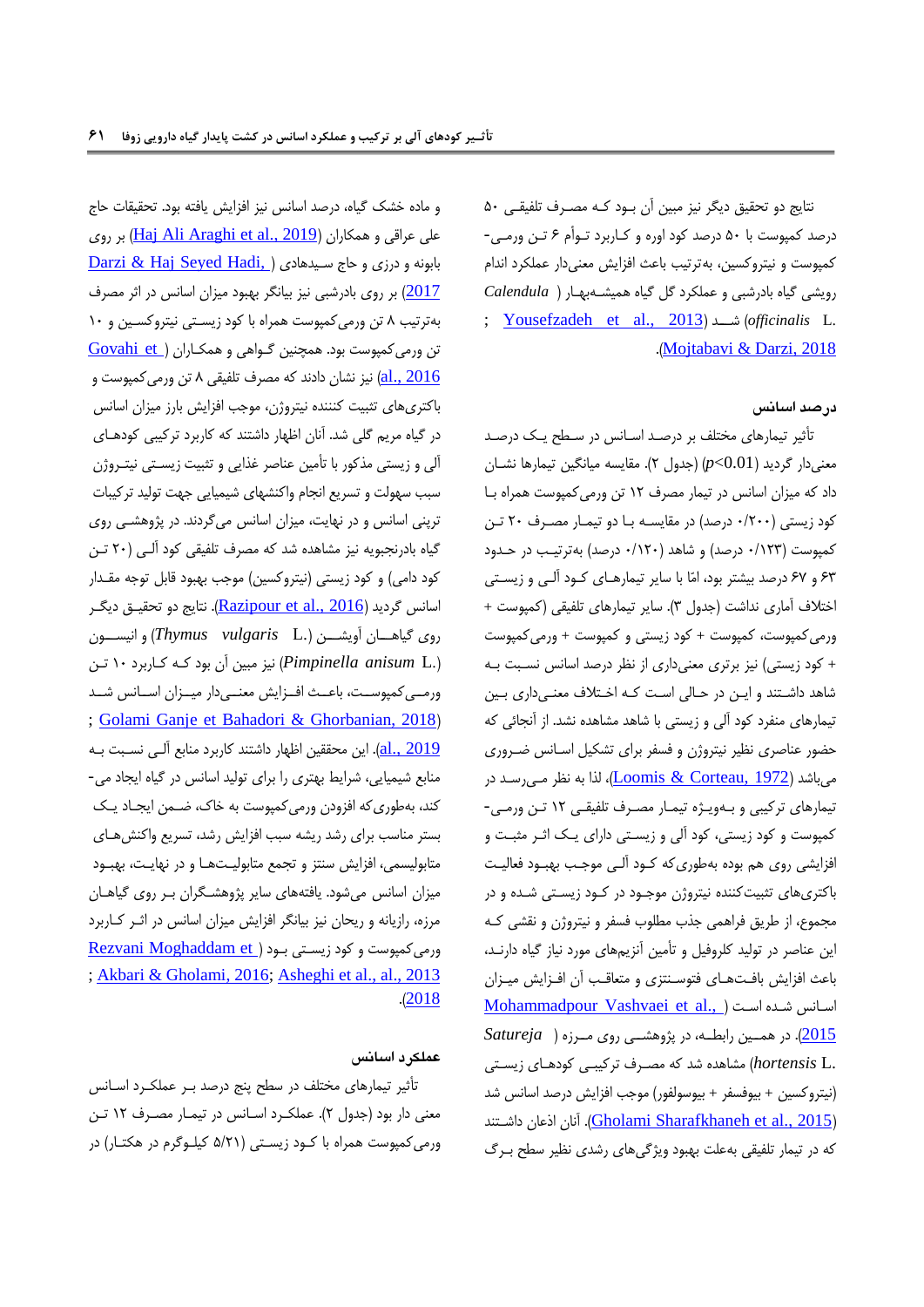نتایج دو تحقیق دیگر نیز مبین آن بود که مصرف تلفیقی ۵۰ درصد کمپوست با ۵۰ درصد کود اوره و کاربرد توأم ۶ تن ورمی-کمپوست و نیتروکسین، به‌ترتیب باعث افزایش معنی‌دار عملکرد اندام رویشی گیاه بادرشبی و عملکرد گل گیاه همیشه‌بهار (*Calendula officinalis* L.) شد (Yousefzadeh et al., 2013; Mojtabavi & Darzi, 2018).

### درصد اسانس

تأثیر تیمارهای مختلف بر درصد اسانس در سطح یک درصد معنی‌دار گردید ($p<0.01$) (جدول ۲). مقایسه میانگین تیمارها نشان داد که میزان اسانس در تیمار مصرف ۱۲ تن ورمی‌کمپوست همراه با کود زیستی (۰/۲۰۰ درصد) در مقایسه با دو تیمار مصرف ۲۰ تن کمپوست (۰/۱۲۳ درصد) و شاهد (۰/۱۲۰ درصد) به‌ترتیب در حدود ۶۳ و ۶۷ درصد بیشتر بود، امّا با سایر تیمارهای کود آلی و زیستی اختلاف آماری نداشت (جدول ۳). سایر تیمارهای تلفیقی (کمپوست + ورمی‌کمپوست، کمپوست + کود زیستی و کمپوست + ورمی‌کمپوست + کود زیستی) نیز برتری معنی‌داری از نظر درصد اسانس نسبت به شاهد داشتند و این در حالی است که اختلاف معنی‌داری بین تیمارهای منفرد کود آلی و زیستی با شاهد مشاهده نشد. از آنجائی که حضور عناصری نظیر نیتروژن و فسفر برای تشکیل اسانس ضروری می‌باشد (Loomis & Corteau, 1972)، لذا به نظر می‌رسد در تیمارهای ترکیبی و به‌ویژه تیمار مصرف تلفیقی ۱۲ تن ورمی-کمپوست و کود زیستی، کود آلی و زیستی دارای یک اثر مثبت و افزایشی روی هم بوده به‌طوری‌که کود آلی موجب بهبود فعالیت باکتری‌های تثبیت‌کننده نیتروژن موجود در کود زیستی شده و در مجموع، از طریق فراهمی جذب مطلوب فسفر و نیتروژن و نقشی که این عناصر در تولید کلروفیل و تأمین آنزیم‌های مورد نیاز گیاه دارند، باعث افزایش بافت‌های فتوسنتزی و متعاقب آن افزایش میزان اسانس شده است (Mohammadpour Vashvaei et al., 2015). در همین رابطه، در پژوهشی روی مرزه (*Satureja hortensis* L.) مشاهده شد که مصرف ترکیبی کودهای زیستی (نیتروکسین + بیوفسفر + بیوسولفور) موجب افزایش درصد اسانس شد (Gholami Sharafkhaneh et al., 2015). آنان اذعان داشتند که در تیمار تلفیقی به‌علت بهبود ویژگی‌های رشدی نظیر سطح برگ و ماده خشک گیاه، درصد اسانس نیز افزایش یافته بود. تحقیقات حاج علی عراقی و همکاران (Haj Ali Araghi et al., 2019) بر روی بابونه و درزی و حاج سیدهادی (Darzi & Haj Seyed Hadi, 2017) بر روی بادرشبی نیز بیانگر بهبود میزان اسانس در اثر مصرف به‌ترتیب ۸ تن ورمی‌کمپوست همراه با کود زیستی نیتروکسین و ۱۰ تن ورمی‌کمپوست بود. همچنین گواهی و همکاران (Govahi et al., 2016) نیز نشان دادند که مصرف تلفیقی ۸ تن ورمی‌کمپوست و باکتری‌های تثبیت کننده نیتروژن، موجب افزایش بارز میزان اسانس در گیاه مریم گلی شد. آنان اظهار داشتند که کاربرد ترکیبی کودهای آلی و زیستی مذکور با تأمین عناصر غذایی و تثبیت زیستی نیتروژن سبب سهولت و تسریع انجام واکنشهای شیمیایی جهت تولید ترکیبات ترپنی اسانس و در نهایت، میزان اسانس می‌گردند. در پژوهشی روی گیاه بادرنجبویه نیز مشاهده شد که مصرف تلفیقی کود آلی (۲۰ تن کود دامی) و کود زیستی (نیتروکسین) موجب بهبود قابل توجه مقدار اسانس گردید (Razipour et al., 2016). نتایج دو تحقیق دیگر روی گیاهان آویشن (*Thymus vulgaris* L.) و انیسون (*Pimpinella anisum* L.) نیز مبین آن بود که کاربرد ۱۰ تن ورمی‌کمپوست، باعث افزایش معنی‌دار میزان اسانس شد (Golami Ganje et Bahadori & Ghorbanian, 2018; al., 2019). این محققین اظهار داشتند کاربرد منابع آلی نسبت به منابع شیمیایی، شرایط بهتری را برای تولید اسانس در گیاه ایجاد می-کند، به‌طوری‌که افزودن ورمی‌کمپوست به خاک، ضمن ایجاد یک بستر مناسب برای رشد ریشه سبب افزایش رشد، تسریع واکنش‌های متابولیسمی، افزایش سنتز و تجمع متابولیت‌ها و در نهایت، بهبود میزان اسانس می‌شود. یافته‌های سایر پژوهشگران بر روی گیاهان مرزه، رازیانه و ریحان نیز بیانگر افزایش میزان اسانس در اثر کاربرد ورمی‌کمپوست و کود زیستی بود (Rezvani Moghaddam et al., 2018; Akbari & Gholami, 2016; Asheghi et al., 2013).

### عملکرد اسانس

تأثیر تیمارهای مختلف در سطح پنج درصد بر عملکرد اسانس معنی دار بود (جدول ۲). عملکرد اسانس در تیمار مصرف ۱۲ تن ورمی‌کمپوست همراه با کود زیستی (۵/۲۱ کیلوگرم در هکتار) در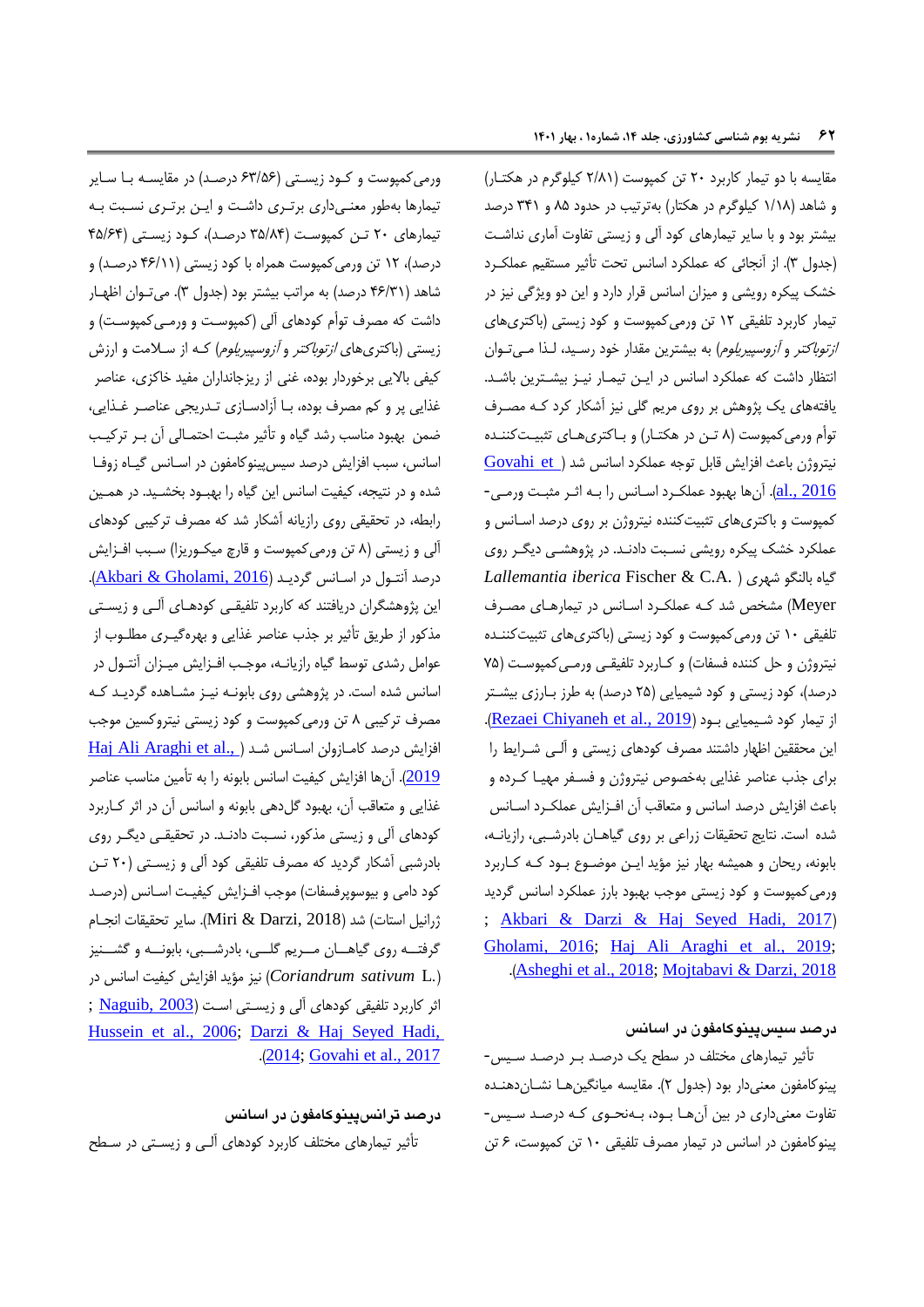مقایسه با دو تیمار کاربرد ۲۰ تن کمپوست (۲/۸۱ کیلوگرم در هکتار) و شاهد (۱/۱۸ کیلوگرم در هکتار) به‌ترتیب در حدود ۸۵ و ۳۴۱ درصد بیشتر بود و با سایر تیمارهای کود آلی و زیستی تفاوت آماری نداشت (جدول ۳). از آنجائی که عملکرد اسانس تحت تأثیر مستقیم عملکرد خشک پیکره رویشی و میزان اسانس قرار دارد و این دو ویژگی نیز در تیمار کاربرد تلفیقی ۱۲ تن ورمی‌کمپوست و کود زیستی (باکتری‌های *ازتوباکتر* و *آزوسپیریلوم*) به بیشترین مقدار خود رسید، لذا می‌توان انتظار داشت که عملکرد اسانس در این تیمار نیز بیشترین باشد. یافته‌های یک پژوهش بر روی مریم گلی نیز آشکار کرد که مصرف توأم ورمی‌کمپوست (۸ تن در هکتار) و باکتری‌های تثبیت‌کننده نیتروژن باعث افزایش قابل توجه عملکرد اسانس شد (Govahi et al., 2016). آن‌ها بهبود عملکرد اسانس را به اثر مثبت ورمی‌کمپوست و باکتری‌های تثبیت‌کننده نیتروژن بر روی درصد اسانس و عملکرد خشک پیکره رویشی نسبت دادند. در پژوهشی دیگر روی گیاه بالنگو شهری (*Lallemantia iberica* Fischer & C.A. Meyer) مشخص شد که عملکرد اسانس در تیمارهای مصرف تلفیقی ۱۰ تن ورمی‌کمپوست و کود زیستی (باکتری‌های تثبیت‌کننده نیتروژن و حل کننده فسفات) و کاربرد تلفیقی ورمی‌کمپوست (۷۵ درصد)، کود زیستی و کود شیمیایی (۲۵ درصد) به طرز بارزی بیشتر از تیمار کود شیمیایی بود (Rezaei Chiyaneh et al., 2019). این محققین اظهار داشتند مصرف کودهای زیستی و آلی شرایط را برای جذب عناصر غذایی به‌خصوص نیتروژن و فسفر مهیا کرده و باعث افزایش درصد اسانس و متعاقب آن افزایش عملکرد اسانس شده است. نتایج تحقیقات زراعی بر روی گیاهان بادرشبی، رازیانه، بابونه، ریحان و همیشه بهار نیز مؤید این موضوع بود که کاربرد ورمی‌کمپوست و کود زیستی موجب بهبود بارز عملکرد اسانس گردید (Akbari & Darzi & Haj Seyed Hadi, 2017; Gholami, 2016; Haj Ali Araghi et al., 2019; Asheghi et al., 2018; Mojtabavi & Darzi, 2018).

### درصد سیس‌پینوکامفون در اسانس

تأثیر تیمارهای مختلف در سطح یک درصد بر درصد سیس-پینوکامفون معنی‌دار بود (جدول ۲). مقایسه میانگین‌ها نشان‌دهنده تفاوت معنی‌داری در بین آن‌ها بود، به‌نحوی که درصد سیس-پینوکامفون در اسانس در تیمار مصرف تلفیقی ۱۰ تن کمپوست، ۶ تن ورمی‌کمپوست و کود زیستی (۶۳/۵۶ درصد) در مقایسه با سایر تیمارها به‌طور معنی‌داری برتری داشت و این برتری نسبت به تیمارهای ۲۰ تن کمپوست (۳۵/۸۴ درصد)، کود زیستی (۴۵/۶۴ درصد)، ۱۲ تن ورمی‌کمپوست همراه با کود زیستی (۴۶/۱۱ درصد) و شاهد (۴۶/۳۱ درصد) به مراتب بیشتر بود (جدول ۳). می‌توان اظهار داشت که مصرف توأم کودهای آلی (کمپوست و ورمی‌کمپوست) و زیستی (باکتری‌های *ازتوباکتر* و *آزوسپیریلوم*) که از سلامت و ارزش کیفی بالایی برخوردار بوده، غنی از ریزجانداران مفید خاکزی، عناصر غذایی پر و کم مصرف بوده، با آزادسازی تدریجی عناصر غذایی، ضمن بهبود مناسب رشد گیاه و تأثیر مثبت احتمالی آن بر ترکیب اسانس، سبب افزایش درصد سیس‌پینوکامفون در اسانس گیاه زوفا شده و در نتیجه، کیفیت اسانس این گیاه را بهبود بخشید. در همین رابطه، در تحقیقی روی رازیانه آشکار شد که مصرف ترکیبی کودهای آلی و زیستی (۸ تن ورمی‌کمپوست و قارچ میکوریزا) سبب افزایش درصد آنتول در اسانس گردید (Akbari & Gholami, 2016). این پژوهشگران دریافتند که کاربرد تلفیقی کودهای آلی و زیستی مذکور از طریق تأثیر بر جذب عناصر غذایی و بهره‌گیری مطلوب از عوامل رشدی توسط گیاه رازیانه، موجب افزایش میزان آنتول در اسانس شده است. در پژوهشی روی بابونه نیز مشاهده گردید که مصرف ترکیبی ۸ تن ورمی‌کمپوست و کود زیستی نیتروکسین موجب افزایش درصد کامازولن اسانس شد (Haj Ali Araghi et al., 2019). آن‌ها افزایش کیفیت اسانس بابونه را به تأمین مناسب عناصر غذایی و متعاقب آن، بهبود گل‌دهی بابونه و اسانس آن در اثر کاربرد کودهای آلی و زیستی مذکور، نسبت دادند. در تحقیقی دیگر روی بادرشبی آشکار گردید که مصرف تلفیقی کود آلی و زیستی (۲۰ تن کود دامی و بیوسوپرفسفات) موجب افزایش کیفیت اسانس (درصد ژرانیل استات) شد (Miri & Darzi, 2018). سایر تحقیقات انجام گرفته روی گیاهان مریم گلی، بادرشبی، بابونه و گشنیز (*Coriandrum sativum* L.) نیز مؤید افزایش کیفیت اسانس در اثر کاربرد تلفیقی کودهای آلی و زیستی است (Naguib, 2003; Hussein et al., 2006; Darzi & Haj Seyed Hadi, 2014; Govahi et al., 2017).

### درصد ترانس‌پینوکامفون در اسانس

تأثیر تیمارهای مختلف کاربرد کودهای آلی و زیستی در سطح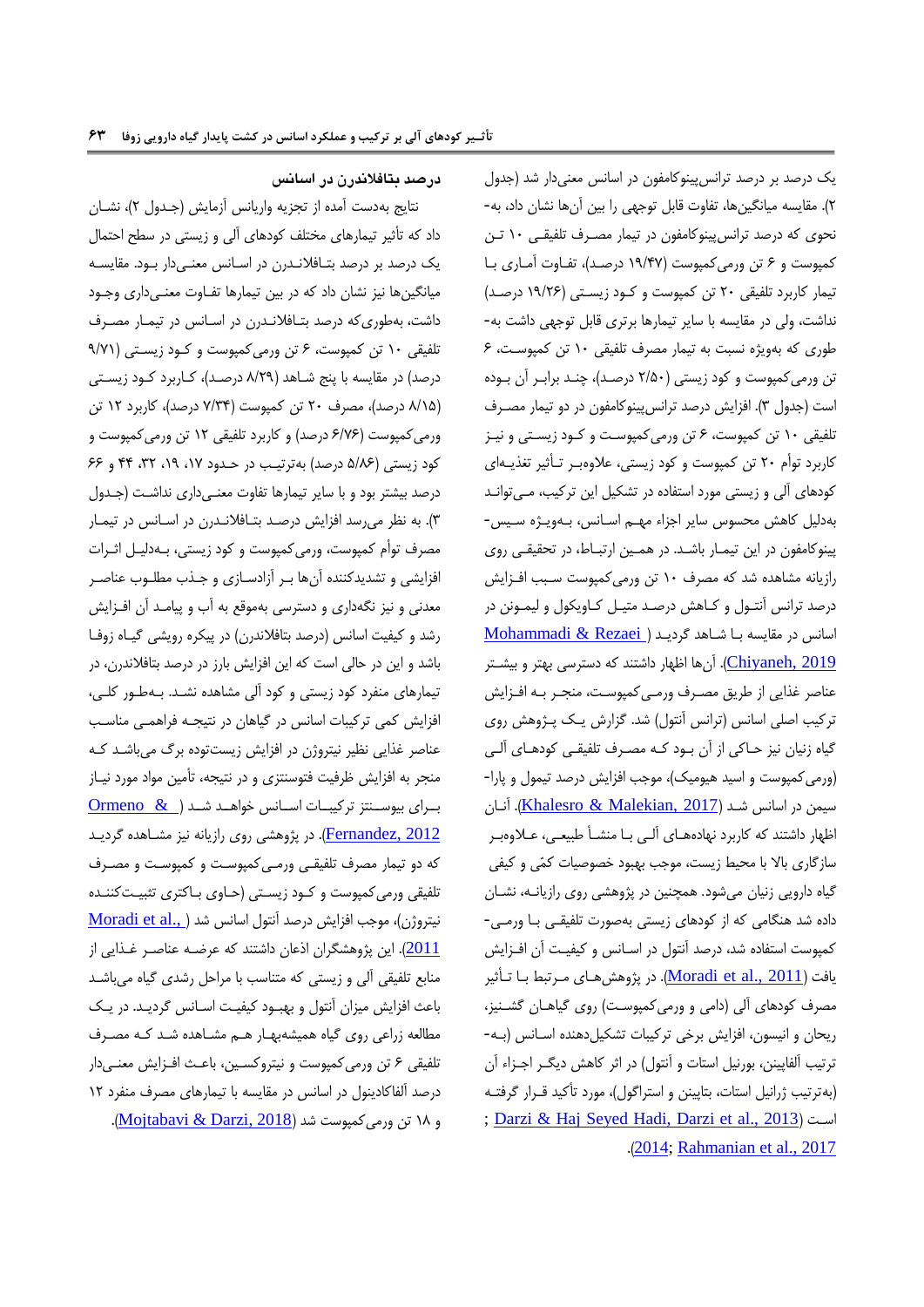یک درصد بر درصد ترانس‌پینوکامفون در اسانس معنی‌دار شد (جدول ۲). مقایسه میانگین‌ها، تفاوت قابل توجهی را بین آن‌ها نشان داد، به‌نحوی که درصد ترانس‌پینوکامفون در تیمار مصرف تلفیقی ۱۰ تن کمپوست و ۶ تن ورمی‌کمپوست (۱۹/۴۷ درصد)، تفاوت آماری با تیمار کاربرد تلفیقی ۲۰ تن کمپوست و کود زیستی (۱۹/۲۶ درصد) نداشت، ولی در مقایسه با سایر تیمارها برتری قابل توجهی داشت به‌طوری که به‌ویژه نسبت به تیمار مصرف تلفیقی ۱۰ تن کمپوست، ۶ تن ورمی‌کمپوست و کود زیستی (۲/۵۰ درصد)، چند برابر آن بوده است (جدول ۳). افزایش درصد ترانس‌پینوکامفون در دو تیمار مصرف تلفیقی ۱۰ تن کمپوست، ۶ تن ورمی‌کمپوست و کود زیستی و نیز کاربرد توأم ۲۰ تن کمپوست و کود زیستی، علاوه‌بر تأثیر تغذیه‌ای کودهای آلی و زیستی مورد استفاده در تشکیل این ترکیب، می‌توانند به‌دلیل کاهش محسوس سایر اجزاء مهم اسانس، به‌ویژه سیس-پینوکامفون در این تیمار باشد. در همین ارتباط، در تحقیقی روی رازیانه مشاهده شد که مصرف ۱۰ تن ورمی‌کمپوست سبب افزایش درصد ترانس آنتول و کاهش درصد متیل کاویکول و لیمونن در اسانس در مقایسه با شاهد گردید (Mohammadi & Rezaei Chiyaneh, 2019). آن‌ها اظهار داشتند که دسترسی بهتر و بیشتر عناصر غذایی از طریق مصرف ورمی‌کمپوست، منجر به افزایش ترکیب اصلی اسانس (ترانس آنتول) شد. گزارش یک پژوهش روی گیاه زنیان نیز حاکی از آن بود که مصرف تلفیقی کودهای آلی (ورمی‌کمپوست و اسید هیومیک)، موجب افزایش درصد تیمول و پارا-سیمن در اسانس شد (Khalesro & Malekian, 2017). آنان اظهار داشتند که کاربرد نهاده‌های آلی با منشأ طبیعی، علاوه‌بر سازگاری بالا با محیط زیست، موجب بهبود خصوصیات کمّی و کیفی گیاه دارویی زنیان می‌شود. همچنین در پژوهشی روی رازیانه، نشان داده شد هنگامی که از کودهای زیستی به‌صورت تلفیقی با ورمی‌کمپوست استفاده شد، درصد آنتول در اسانس و کیفیت آن افزایش یافت (Moradi et al., 2011). در پژوهش‌های مرتبط با تأثیر مصرف کودهای آلی (دامی و ورمی‌کمپوست) روی گیاهان گشنیز، ریحان و انیسون، افزایش برخی ترکیبات تشکیل‌دهنده اسانس (به‌ترتیب آلفاپینن، بورنیل استات و آنتول) در اثر کاهش دیگر اجزاء آن (به‌ترتیب ژرانیل استات، بتاپینن و استراگول)، مورد تأکید قرار گرفته است (Darzi & Haj Seyed Hadi, 2013; Darzi et al., 2014; Rahmanian et al., 2017).

### درصد بتافلاندرن در اسانس

نتایج به‌دست آمده از تجزیه واریانس آزمایش (جدول ۲)، نشان داد که تأثیر تیمارهای مختلف کودهای آلی و زیستی در سطح احتمال یک درصد بر درصد بتافلاندرن در اسانس معنی‌دار بود. مقایسه میانگین‌ها نیز نشان داد که در بین تیمارها تفاوت معنی‌داری وجود داشت، به‌طوری‌که درصد بتافلاندرن در اسانس در تیمار مصرف تلفیقی ۱۰ تن کمپوست، ۶ تن ورمی‌کمپوست و کود زیستی (۹/۷۱ درصد) در مقایسه با پنج شاهد (۸/۲۹ درصد)، کاربرد کود زیستی (۸/۱۵ درصد)، مصرف ۲۰ تن کمپوست (۷/۳۴ درصد)، کاربرد ۱۲ تن ورمی‌کمپوست (۶/۷۶ درصد) و کاربرد تلفیقی ۱۲ تن ورمی‌کمپوست و کود زیستی (۵/۸۶ درصد) به‌ترتیب در حدود ۱۷، ۱۹، ۳۲، ۴۴ و ۶۶ درصد بیشتر بود و با سایر تیمارها تفاوت معنی‌داری نداشت (جدول ۳). به نظر می‌رسد افزایش درصد بتافلاندرن در اسانس در تیمار مصرف توأم کمپوست، ورمی‌کمپوست و کود زیستی، به‌دلیل اثرات افزایشی و تشدیدکننده آن‌ها بر آزادسازی و جذب مطلوب عناصر معدنی و نیز نگه‌داری و دسترسی به‌موقع به آب و پیامد آن افزایش رشد و کیفیت اسانس (درصد بتافلاندرن) در پیکره رویشی گیاه زوفا باشد و این در حالی است که این افزایش بارز در درصد بتافلاندرن، در تیمارهای منفرد کود زیستی و کود آلی مشاهده نشد. به‌طور کلی، افزایش کمی ترکیبات اسانس در گیاهان در نتیجه فراهمی مناسب عناصر غذایی نظیر نیتروژن در افزایش زیست‌توده برگ می‌باشد که منجر به افزایش ظرفیت فتوسنتزی و در نتیجه، تأمین مواد مورد نیاز برای بیوسنتز ترکیبات اسانس خواهد شد (Ormeno & Fernandez, 2012). در پژوهشی روی رازیانه نیز مشاهده گردید که دو تیمار مصرف تلفیقی ورمی‌کمپوست و کمپوست و مصرف تلفیقی ورمی‌کمپوست و کود زیستی (حاوی باکتری تثبیت‌کننده نیتروژن)، موجب افزایش درصد آنتول اسانس شد (Moradi et al., 2011). این پژوهشگران اذعان داشتند که عرضه عناصر غذایی از منابع تلفیقی آلی و زیستی که متناسب با مراحل رشدی گیاه می‌باشد باعث افزایش میزان آنتول و بهبود کیفیت اسانس گردید. در یک مطالعه زراعی روی گیاه همیشه‌بهار هم مشاهده شد که مصرف تلفیقی ۶ تن ورمی‌کمپوست و نیتروکسین، باعث افزایش معنی‌دار درصد آلفاکادینول در اسانس در مقایسه با تیمارهای مصرف منفرد ۱۲ و ۱۸ تن ورمی‌کمپوست شد (Mojtabavi & Darzi, 2018).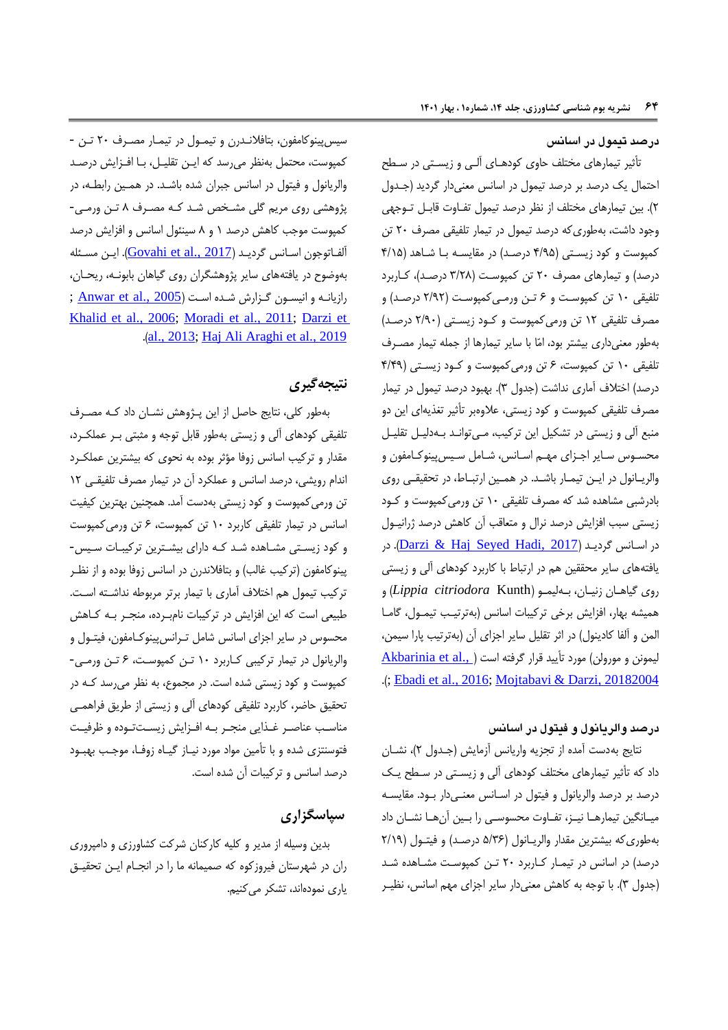### درصد تیمول در اسانس

تأثیر تیمارهای مختلف حاوی کودهای آلی و زیستی در سطح احتمال یک درصد بر درصد تیمول در اسانس معنی‌دار گردید (جدول ۲). بین تیمارهای مختلف از نظر درصد تیمول تفاوت قابل توجهی وجود داشت، به‌طوری‌که درصد تیمول در تیمار تلفیقی مصرف ۲۰ تن کمپوست و کود زیستی (۴/۹۵ درصد) در مقایسه با شاهد (۴/۱۵ درصد) و تیمارهای مصرف ۲۰ تن کمپوست (۳/۲۸ درصد)، کاربرد تلفیقی ۱۰ تن کمپوست و ۶ تن ورمی‌کمپوست (۲/۹۲ درصد) و مصرف تلفیقی ۱۲ تن ورمی‌کمپوست و کود زیستی (۲/۹۰ درصد) به‌طور معنی‌داری بیشتر بود، امّا با سایر تیمارها از جمله تیمار مصرف تلفیقی ۱۰ تن کمپوست، ۶ تن ورمی‌کمپوست و کود زیستی (۴/۴۹ درصد) اختلاف آماری نداشت (جدول ۳). بهبود درصد تیمول در تیمار مصرف تلفیقی کمپوست و کود زیستی، علاوه‌بر تأثیر تغذیه‌ای این دو منبع آلی و زیستی در تشکیل این ترکیب، می‌تواند به‌دلیل تقلیل محسوس سایر اجزای مهم اسانس، شامل سیس‌پینوکامفون و والریانول در این تیمار باشد. در همین ارتباط، در تحقیقی روی بادرشبی مشاهده شد که مصرف تلفیقی ۱۰ تن ورمی‌کمپوست و کود زیستی سبب افزایش درصد نرال و متعاقب آن کاهش درصد ژرانیول در اسانس گردید (Darzi & Haj Seyed Hadi, 2017). در یافته‌های سایر محققین هم در ارتباط با کاربرد کودهای آلی و زیستی روی گیاهان زنیان، به‌لیمو (*Lippia citriodora* Kunth) و همیشه بهار، افزایش برخی ترکیبات اسانس (به‌ترتیب تیمول، گاما المن و آلفا کادینول) در اثر تقلیل سایر اجزای آن (به‌ترتیب پارا سیمن، لیمونن و مورولن) مورد تأیید قرار گرفته است (Akbarinia et al., ; Ebadi et al., 2016; Mojtabavi & Darzi, 20182004).

### درصد والریانول و فیتول در اسانس

نتایج به‌دست آمده از تجزیه واریانس آزمایش (جدول ۲)، نشان داد که تأثیر تیمارهای مختلف کودهای آلی و زیستی در سطح یک درصد بر درصد والریانول و فیتول در اسانس معنی‌دار بود. مقایسه میانگین تیمارها نیز، تفاوت محسوسی را بین آن‌ها نشان داد به‌طوری‌که بیشترین مقدار والریانول (۵/۳۶ درصد) و فیتول (۲/۱۹ درصد) در اسانس در تیمار کاربرد ۲۰ تن کمپوست مشاهده شد (جدول ۳). با توجه به کاهش معنی‌دار سایر اجزای مهم اسانس، نظیر سیس‌پینوکامفون، بتافلاندرن و تیمول در تیمار مصرف ۲۰ تن کمپوست، محتمل به‌نظر می‌رسد که این تقلیل، با افزایش درصد والریانول و فیتول در اسانس جبران شده باشد. در همین رابطه، در پژوهشی روی مریم گلی مشخص شد که مصرف ۸ تن ورمی‌کمپوست موجب کاهش درصد ۱ و ۸ سینئول اسانس و افزایش درصد آلفاتوجون اسانس گردید (Govahi et al., 2017). این مسئله به‌وضوح در یافته‌های سایر پژوهشگران روی گیاهان بابونه، ریحان، رازیانه و انیسون گزارش شده است (Anwar et al., 2005; Khalid et al., 2006; Moradi et al., 2011; Darzi et al., 2013; Haj Ali Araghi et al., 2019).

## نتیجه‌گیری

به‌طور کلی، نتایج حاصل از این پژوهش نشان داد که مصرف تلفیقی کودهای آلی و زیستی به‌طور قابل توجه و مثبتی بر عملکرد، مقدار و ترکیب اسانس زوفا مؤثر بوده به نحوی که بیشترین عملکرد اندام رویشی، درصد اسانس و عملکرد آن در تیمار مصرف تلفیقی ۱۲ تن ورمی‌کمپوست و کود زیستی به‌دست آمد. همچنین بهترین کیفیت اسانس در تیمار تلفیقی کاربرد ۱۰ تن کمپوست، ۶ تن ورمی‌کمپوست و کود زیستی مشاهده شد که دارای بیشترین ترکیبات سیس-پینوکامفون (ترکیب غالب) و بتافلاندرن در اسانس زوفا بوده و از نظر ترکیب تیمول هم اختلاف آماری با تیمار برتر مربوطه نداشته است. طبیعی است که این افزایش در ترکیبات نام‌برده، منجر به کاهش محسوس در سایر اجزای اسانس شامل ترانس‌پینوکامفون، فیتول و والریانول در تیمار ترکیبی کاربرد ۱۰ تن کمپوست، ۶ تن ورمی-کمپوست و کود زیستی شده است. در مجموع، به نظر می‌رسد که در تحقیق حاضر، کاربرد تلفیقی کودهای آلی و زیستی از طریق فراهمی مناسب عناصر غذایی منجر به افزایش زیست‌توده و ظرفیت فتوسنتزی شده و با تأمین مواد مورد نیاز گیاه زوفا، موجب بهبود درصد اسانس و ترکیبات آن شده است.

## سپاسگزاری

بدین وسیله از مدیر و کلیه کارکنان شرکت کشاورزی و دامپروری ران در شهرستان فیروزکوه که صمیمانه ما را در انجام این تحقیق یاری نموده‌اند، تشکر می‌کنیم.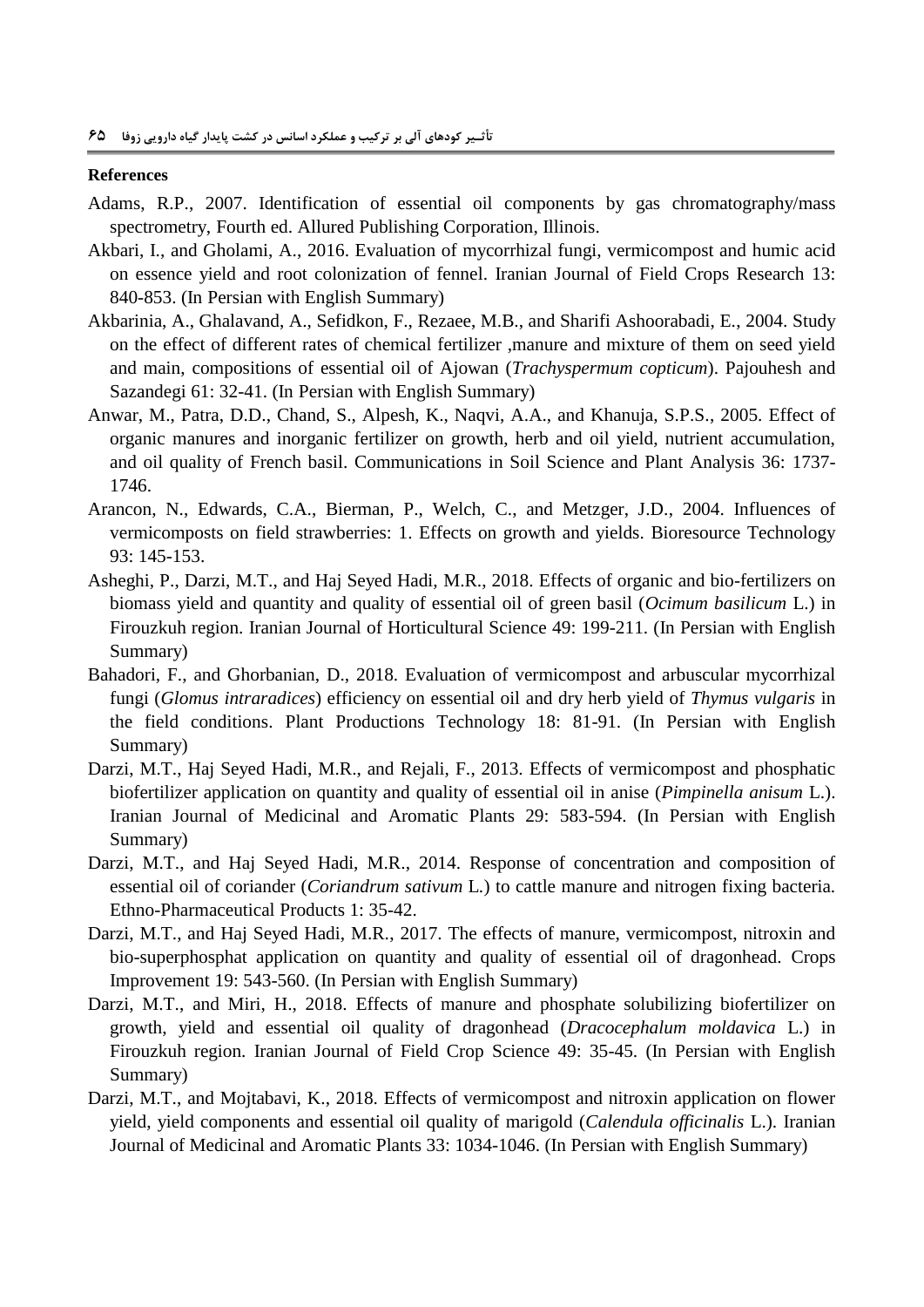**References**

Adams, R.P., 2007. Identification of essential oil components by gas chromatography/mass spectrometry, Fourth ed. Allured Publishing Corporation, Illinois.

Akbari, I., and Gholami, A., 2016. Evaluation of mycorrhizal fungi, vermicompost and humic acid on essence yield and root colonization of fennel. Iranian Journal of Field Crops Research 13: 840-853. (In Persian with English Summary)

Akbarinia, A., Ghalavand, A., Sefidkon, F., Rezaee, M.B., and Sharifi Ashoorabadi, E., 2004. Study on the effect of different rates of chemical fertilizer ,manure and mixture of them on seed yield and main, compositions of essential oil of Ajowan (*Trachyspermum copticum*). Pajouhesh and Sazandegi 61: 32-41. (In Persian with English Summary)

Anwar, M., Patra, D.D., Chand, S., Alpesh, K., Naqvi, A.A., and Khanuja, S.P.S., 2005. Effect of organic manures and inorganic fertilizer on growth, herb and oil yield, nutrient accumulation, and oil quality of French basil. Communications in Soil Science and Plant Analysis 36: 1737-1746.

Arancon, N., Edwards, C.A., Bierman, P., Welch, C., and Metzger, J.D., 2004. Influences of vermicomposts on field strawberries: 1. Effects on growth and yields. Bioresource Technology 93: 145-153.

Asheghi, P., Darzi, M.T., and Haj Seyed Hadi, M.R., 2018. Effects of organic and bio-fertilizers on biomass yield and quantity and quality of essential oil of green basil (*Ocimum basilicum* L.) in Firouzkuh region. Iranian Journal of Horticultural Science 49: 199-211. (In Persian with English Summary)

Bahadori, F., and Ghorbanian, D., 2018. Evaluation of vermicompost and arbuscular mycorrhizal fungi (*Glomus intraradices*) efficiency on essential oil and dry herb yield of *Thymus vulgaris* in the field conditions. Plant Productions Technology 18: 81-91. (In Persian with English Summary)

Darzi, M.T., Haj Seyed Hadi, M.R., and Rejali, F., 2013. Effects of vermicompost and phosphatic biofertilizer application on quantity and quality of essential oil in anise (*Pimpinella anisum* L.). Iranian Journal of Medicinal and Aromatic Plants 29: 583-594. (In Persian with English Summary)

Darzi, M.T., and Haj Seyed Hadi, M.R., 2014. Response of concentration and composition of essential oil of coriander (*Coriandrum sativum* L.) to cattle manure and nitrogen fixing bacteria. Ethno-Pharmaceutical Products 1: 35-42.

Darzi, M.T., and Haj Seyed Hadi, M.R., 2017. The effects of manure, vermicompost, nitroxin and bio-superphosphat application on quantity and quality of essential oil of dragonhead. Crops Improvement 19: 543-560. (In Persian with English Summary)

Darzi, M.T., and Miri, H., 2018. Effects of manure and phosphate solubilizing biofertilizer on growth, yield and essential oil quality of dragonhead (*Dracocephalum moldavica* L.) in Firouzkuh region. Iranian Journal of Field Crop Science 49: 35-45. (In Persian with English Summary)

Darzi, M.T., and Mojtabavi, K., 2018. Effects of vermicompost and nitroxin application on flower yield, yield components and essential oil quality of marigold (*Calendula officinalis* L.). Iranian Journal of Medicinal and Aromatic Plants 33: 1034-1046. (In Persian with English Summary)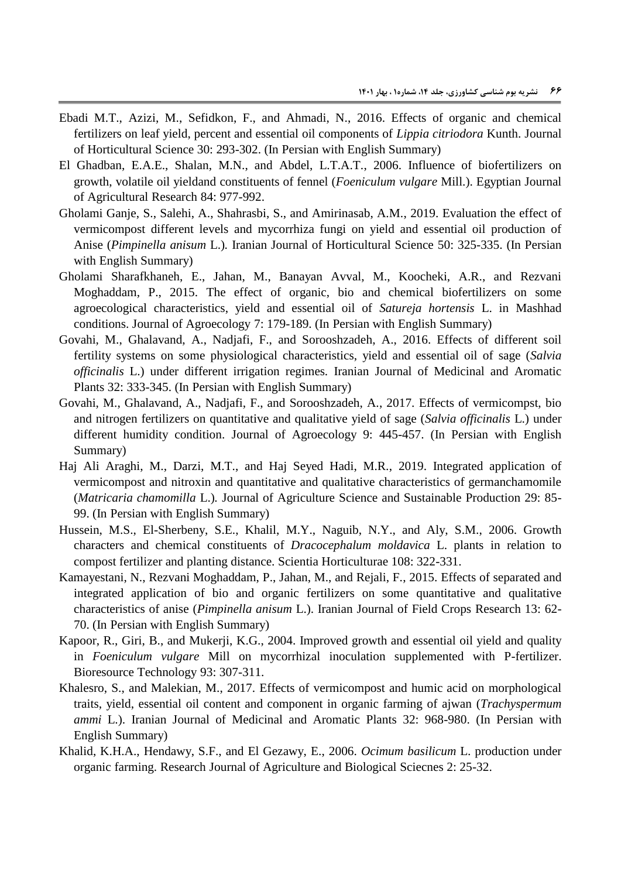Ebadi M.T., Azizi, M., Sefidkon, F., and Ahmadi, N., 2016. Effects of organic and chemical fertilizers on leaf yield, percent and essential oil components of *Lippia citriodora* Kunth. Journal of Horticultural Science 30: 293-302. (In Persian with English Summary)

El Ghadban, E.A.E., Shalan, M.N., and Abdel, L.T.A.T., 2006. Influence of biofertilizers on growth, volatile oil yieldand constituents of fennel (*Foeniculum vulgare* Mill.). Egyptian Journal of Agricultural Research 84: 977-992.

Gholami Ganje, S., Salehi, A., Shahrasbi, S., and Amirinasab, A.M., 2019. Evaluation the effect of vermicompost different levels and mycorrhiza fungi on yield and essential oil production of Anise (*Pimpinella anisum* L.)*.* Iranian Journal of Horticultural Science 50: 325-335. (In Persian with English Summary)

Gholami Sharafkhaneh, E., Jahan, M., Banayan Avval, M., Koocheki, A.R., and Rezvani Moghaddam, P., 2015. The effect of organic, bio and chemical biofertilizers on some agroecological characteristics, yield and essential oil of *Satureja hortensis* L. in Mashhad conditions. Journal of Agroecology 7: 179-189. (In Persian with English Summary)

Govahi, M., Ghalavand, A., Nadjafi, F., and Sorooshzadeh, A., 2016. Effects of different soil fertility systems on some physiological characteristics, yield and essential oil of sage (*Salvia officinalis* L.) under different irrigation regimes. Iranian Journal of Medicinal and Aromatic Plants 32: 333-345. (In Persian with English Summary)

Govahi, M., Ghalavand, A., Nadjafi, F., and Sorooshzadeh, A., 2017. Effects of vermicompst, bio and nitrogen fertilizers on quantitative and qualitative yield of sage (*Salvia officinalis* L.) under different humidity condition. Journal of Agroecology 9: 445-457. (In Persian with English Summary)

Haj Ali Araghi, M., Darzi, M.T., and Haj Seyed Hadi, M.R., 2019. Integrated application of vermicompost and nitroxin and quantitative and qualitative characteristics of germanchamomile (*Matricaria chamomilla* L.)*.* Journal of Agriculture Science and Sustainable Production 29: 85-99. (In Persian with English Summary)

Hussein, M.S., El-Sherbeny, S.E., Khalil, M.Y., Naguib, N.Y., and Aly, S.M., 2006. Growth characters and chemical constituents of *Dracocephalum moldavica* L. plants in relation to compost fertilizer and planting distance. Scientia Horticulturae 108: 322-331.

Kamayestani, N., Rezvani Moghaddam, P., Jahan, M., and Rejali, F., 2015. Effects of separated and integrated application of bio and organic fertilizers on some quantitative and qualitative characteristics of anise (*Pimpinella anisum* L.). Iranian Journal of Field Crops Research 13: 62-70. (In Persian with English Summary)

Kapoor, R., Giri, B., and Mukerji, K.G., 2004. Improved growth and essential oil yield and quality in *Foeniculum vulgare* Mill on mycorrhizal inoculation supplemented with P-fertilizer. Bioresource Technology 93: 307-311.

Khalesro, S., and Malekian, M., 2017. Effects of vermicompost and humic acid on morphological traits, yield, essential oil content and component in organic farming of ajwan (*Trachyspermum ammi* L.). Iranian Journal of Medicinal and Aromatic Plants 32: 968-980. (In Persian with English Summary)

Khalid, K.H.A., Hendawy, S.F., and El Gezawy, E., 2006. *Ocimum basilicum* L. production under organic farming. Research Journal of Agriculture and Biological Sciecnes 2: 25-32.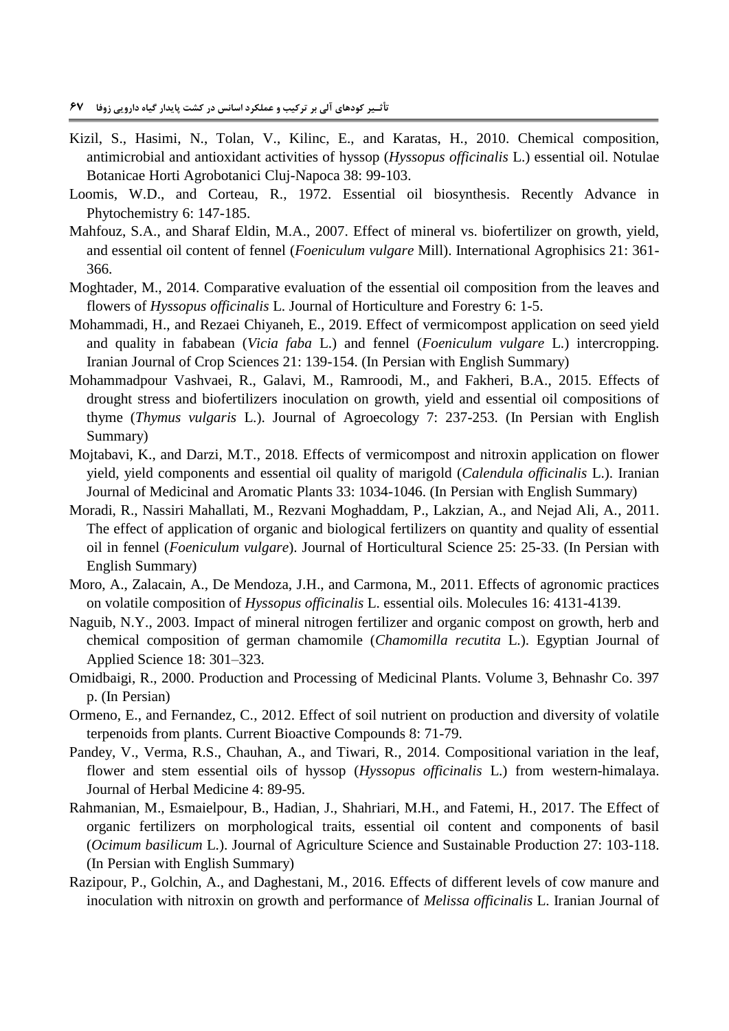Kizil, S., Hasimi, N., Tolan, V., Kilinc, E., and Karatas, H., 2010. Chemical composition, antimicrobial and antioxidant activities of hyssop (*Hyssopus officinalis* L.) essential oil. Notulae Botanicae Horti Agrobotanici Cluj-Napoca 38: 99-103.

Loomis, W.D., and Corteau, R., 1972. Essential oil biosynthesis. Recently Advance in Phytochemistry 6: 147-185.

Mahfouz, S.A., and Sharaf Eldin, M.A., 2007. Effect of mineral vs. biofertilizer on growth, yield, and essential oil content of fennel (*Foeniculum vulgare* Mill). International Agrophisics 21: 361-366.

Moghtader, M., 2014. Comparative evaluation of the essential oil composition from the leaves and flowers of *Hyssopus officinalis* L. Journal of Horticulture and Forestry 6: 1-5.

Mohammadi, H., and Rezaei Chiyaneh, E., 2019. Effect of vermicompost application on seed yield and quality in fababean (*Vicia faba* L.) and fennel (*Foeniculum vulgare* L.) intercropping. Iranian Journal of Crop Sciences 21: 139-154. (In Persian with English Summary)

Mohammadpour Vashvaei, R., Galavi, M., Ramroodi, M., and Fakheri, B.A., 2015. Effects of drought stress and biofertilizers inoculation on growth, yield and essential oil compositions of thyme (*Thymus vulgaris* L.). Journal of Agroecology 7: 237-253. (In Persian with English Summary)

Mojtabavi, K., and Darzi, M.T., 2018. Effects of vermicompost and nitroxin application on flower yield, yield components and essential oil quality of marigold (*Calendula officinalis* L.). Iranian Journal of Medicinal and Aromatic Plants 33: 1034-1046. (In Persian with English Summary)

Moradi, R., Nassiri Mahallati, M., Rezvani Moghaddam, P., Lakzian, A., and Nejad Ali, A., 2011. The effect of application of organic and biological fertilizers on quantity and quality of essential oil in fennel (*Foeniculum vulgare*). Journal of Horticultural Science 25: 25-33. (In Persian with English Summary)

Moro, A., Zalacain, A., De Mendoza, J.H., and Carmona, M., 2011. Effects of agronomic practices on volatile composition of *Hyssopus officinalis* L. essential oils. Molecules 16: 4131-4139.

Naguib, N.Y., 2003. Impact of mineral nitrogen fertilizer and organic compost on growth, herb and chemical composition of german chamomile (*Chamomilla recutita* L.). Egyptian Journal of Applied Science 18: 301–323.

Omidbaigi, R., 2000. Production and Processing of Medicinal Plants. Volume 3, Behnashr Co. 397 p. (In Persian)

Ormeno, E., and Fernandez, C., 2012. Effect of soil nutrient on production and diversity of volatile terpenoids from plants. Current Bioactive Compounds 8: 71-79.

Pandey, V., Verma, R.S., Chauhan, A., and Tiwari, R., 2014. Compositional variation in the leaf, flower and stem essential oils of hyssop (*Hyssopus officinalis* L.) from western-himalaya. Journal of Herbal Medicine 4: 89-95.

Rahmanian, M., Esmaielpour, B., Hadian, J., Shahriari, M.H., and Fatemi, H., 2017. The Effect of organic fertilizers on morphological traits, essential oil content and components of basil (*Ocimum basilicum* L.). Journal of Agriculture Science and Sustainable Production 27: 103-118. (In Persian with English Summary)

Razipour, P., Golchin, A., and Daghestani, M., 2016. Effects of different levels of cow manure and inoculation with nitroxin on growth and performance of *Melissa officinalis* L. Iranian Journal of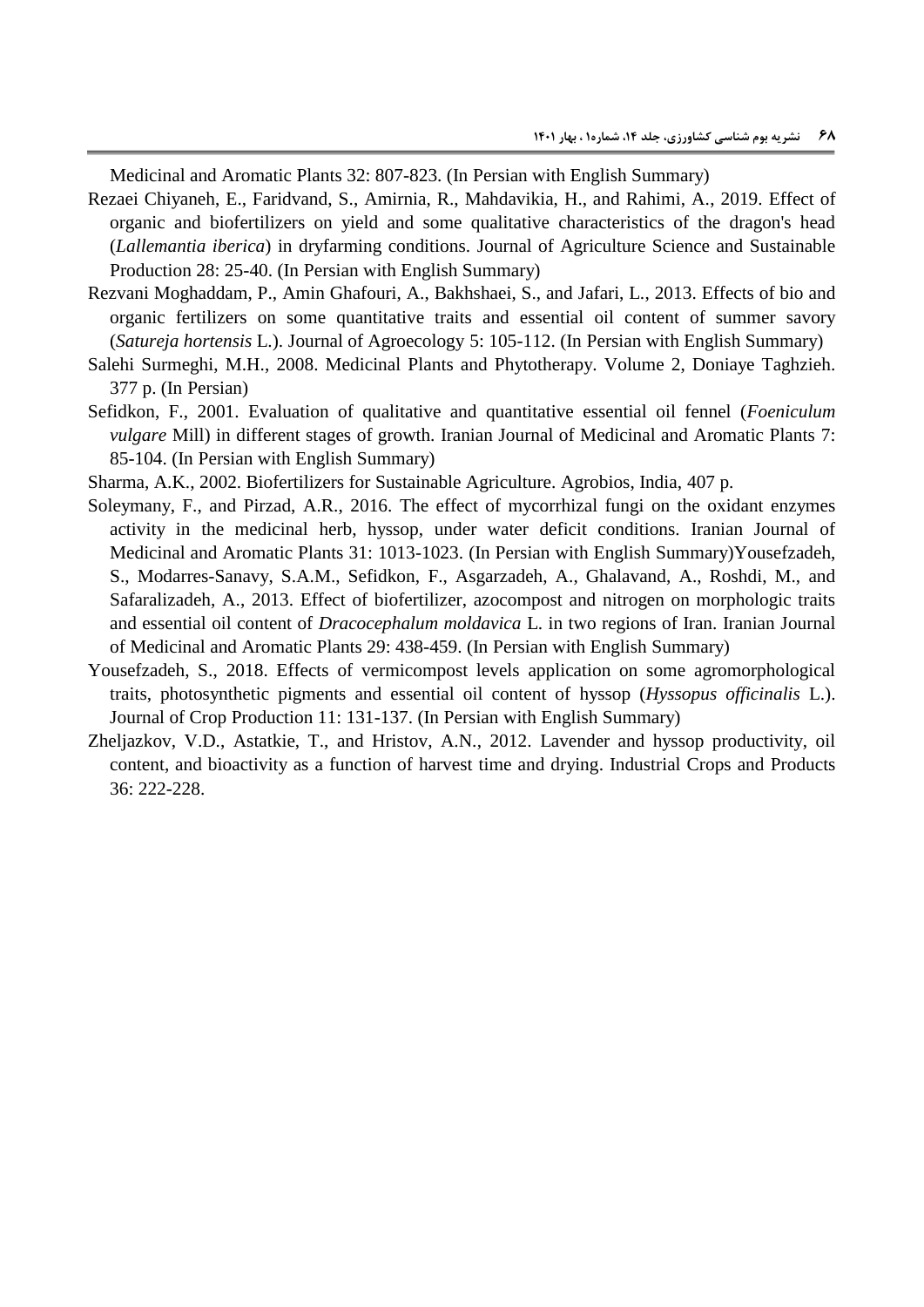Medicinal and Aromatic Plants 32: 807-823. (In Persian with English Summary)

Rezaei Chiyaneh, E., Faridvand, S., Amirnia, R., Mahdavikia, H., and Rahimi, A., 2019. Effect of organic and biofertilizers on yield and some qualitative characteristics of the dragon's head (*Lallemantia iberica*) in dryfarming conditions. Journal of Agriculture Science and Sustainable Production 28: 25-40. (In Persian with English Summary)

Rezvani Moghaddam, P., Amin Ghafouri, A., Bakhshaei, S., and Jafari, L., 2013. Effects of bio and organic fertilizers on some quantitative traits and essential oil content of summer savory (*Satureja hortensis* L.). Journal of Agroecology 5: 105-112. (In Persian with English Summary)

Salehi Surmeghi, M.H., 2008. Medicinal Plants and Phytotherapy. Volume 2, Doniaye Taghzieh. 377 p. (In Persian)

Sefidkon, F., 2001. Evaluation of qualitative and quantitative essential oil fennel (*Foeniculum vulgare* Mill) in different stages of growth. Iranian Journal of Medicinal and Aromatic Plants 7: 85-104. (In Persian with English Summary)

Sharma, A.K., 2002. Biofertilizers for Sustainable Agriculture. Agrobios, India, 407 p.

Soleymany, F., and Pirzad, A.R., 2016. The effect of mycorrhizal fungi on the oxidant enzymes activity in the medicinal herb, hyssop, under water deficit conditions. Iranian Journal of Medicinal and Aromatic Plants 31: 1013-1023. (In Persian with English Summary)Yousefzadeh, S., Modarres-Sanavy, S.A.M., Sefidkon, F., Asgarzadeh, A., Ghalavand, A., Roshdi, M., and Safaralizadeh, A., 2013. Effect of biofertilizer, azocompost and nitrogen on morphologic traits and essential oil content of *Dracocephalum moldavica* L. in two regions of Iran. Iranian Journal of Medicinal and Aromatic Plants 29: 438-459. (In Persian with English Summary)

Yousefzadeh, S., 2018. Effects of vermicompost levels application on some agromorphological traits, photosynthetic pigments and essential oil content of hyssop (*Hyssopus officinalis* L.). Journal of Crop Production 11: 131-137. (In Persian with English Summary)

Zheljazkov, V.D., Astatkie, T., and Hristov, A.N., 2012. Lavender and hyssop productivity, oil content, and bioactivity as a function of harvest time and drying. Industrial Crops and Products 36: 222-228.